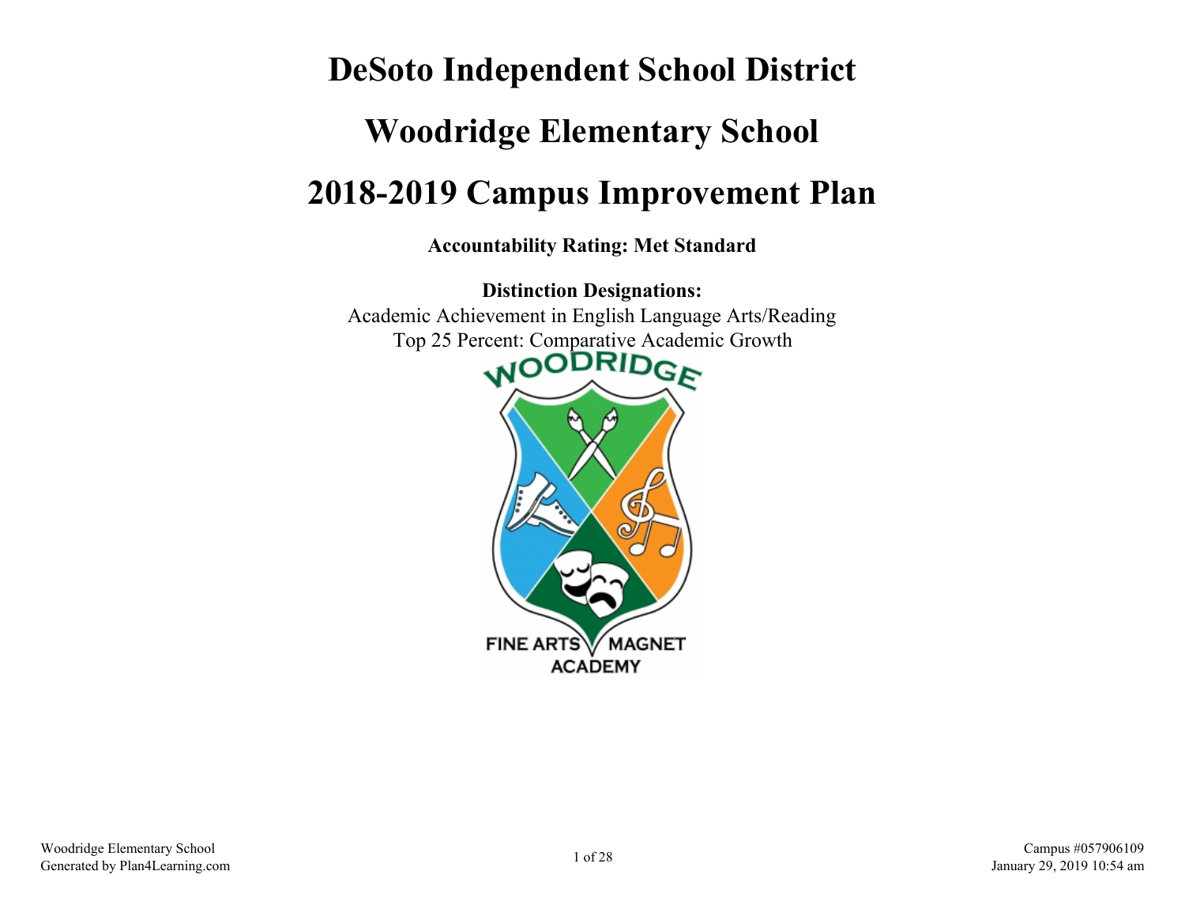# DeSoto Independent School District

# Woodridge Elementary School

# 2018-2019 Campus Improvement Plan

**Accountability Rating: Met Standard**

**Distinction Designations:**

Academic Achievement in English Language Arts/Reading

Top 25 Percent: Comparative Academic Growth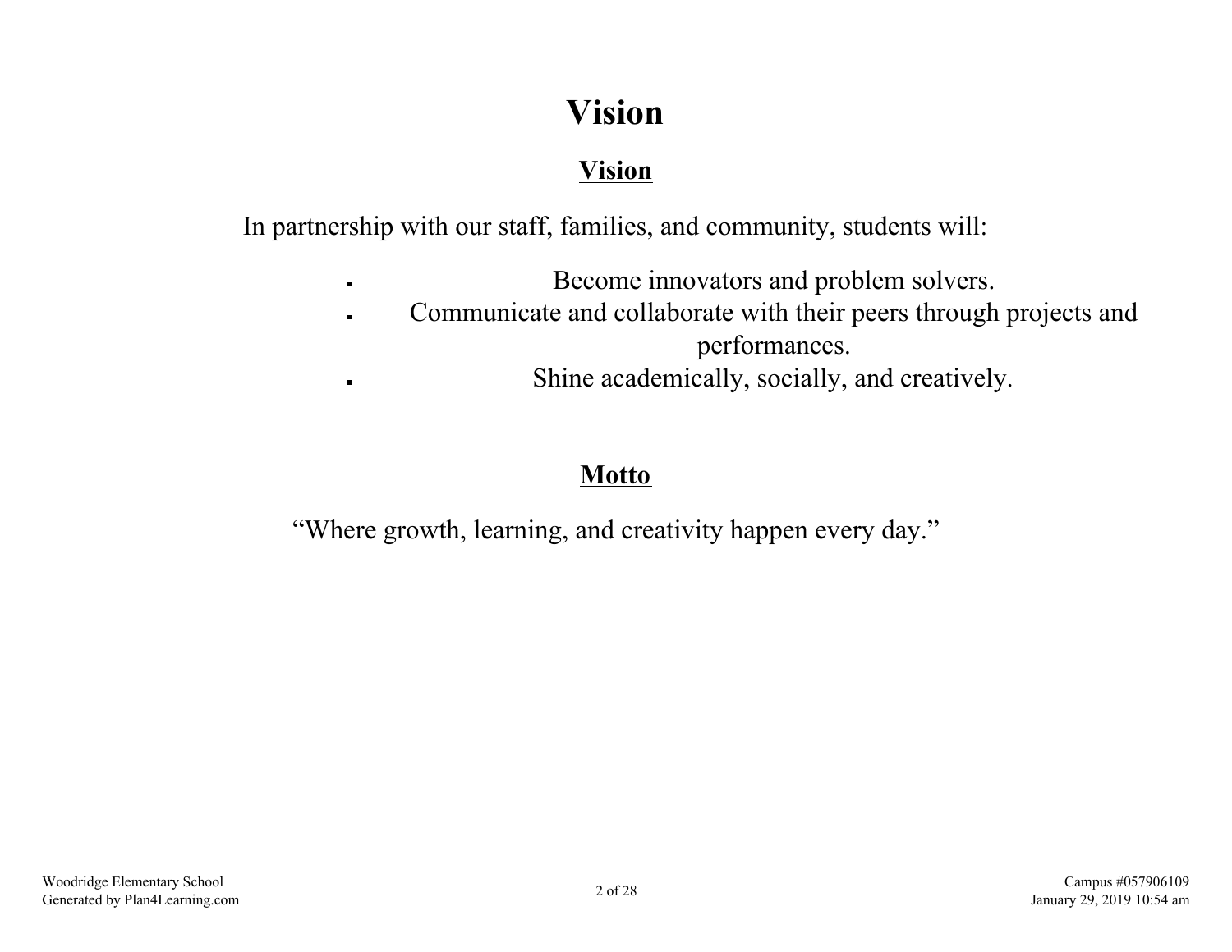# Vision

## Vision

In partnership with our staff, families, and community, students will:

- Become innovators and problem solvers.
- Communicate and collaborate with their peers through projects and performances.
- Shine academically, socially, and creatively.

## Motto

"Where growth, learning, and creativity happen every day."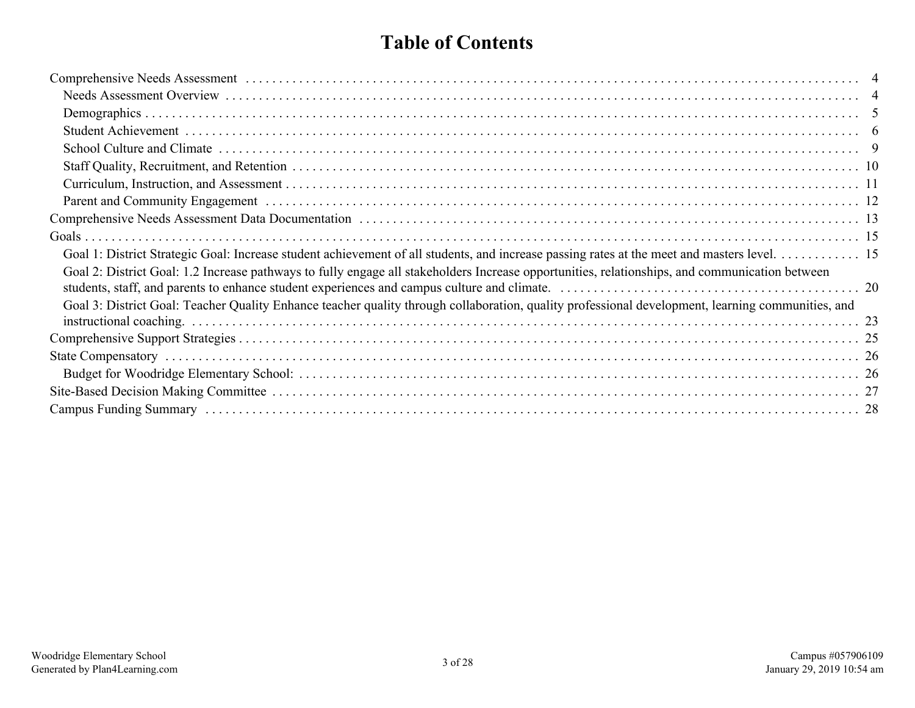# Table of Contents

- Comprehensive Needs Assessment ... 4
  - Needs Assessment Overview ... 4
  - Demographics ... 5
  - Student Achievement ... 6
  - School Culture and Climate ... 9
  - Staff Quality, Recruitment, and Retention ... 10
  - Curriculum, Instruction, and Assessment ... 11
  - Parent and Community Engagement ... 12
- Comprehensive Needs Assessment Data Documentation ... 13
- Goals ... 15
  - Goal 1: District Strategic Goal: Increase student achievement of all students, and increase passing rates at the meet and masters level. ... 15
  - Goal 2: District Goal: 1.2 Increase pathways to fully engage all stakeholders Increase opportunities, relationships, and communication between students, staff, and parents to enhance student experiences and campus culture and climate. ... 20
  - Goal 3: District Goal: Teacher Quality Enhance teacher quality through collaboration, quality professional development, learning communities, and instructional coaching. ... 23
- Comprehensive Support Strategies ... 25
- State Compensatory ... 26
  - Budget for Woodridge Elementary School: ... 26
- Site-Based Decision Making Committee ... 27
- Campus Funding Summary ... 28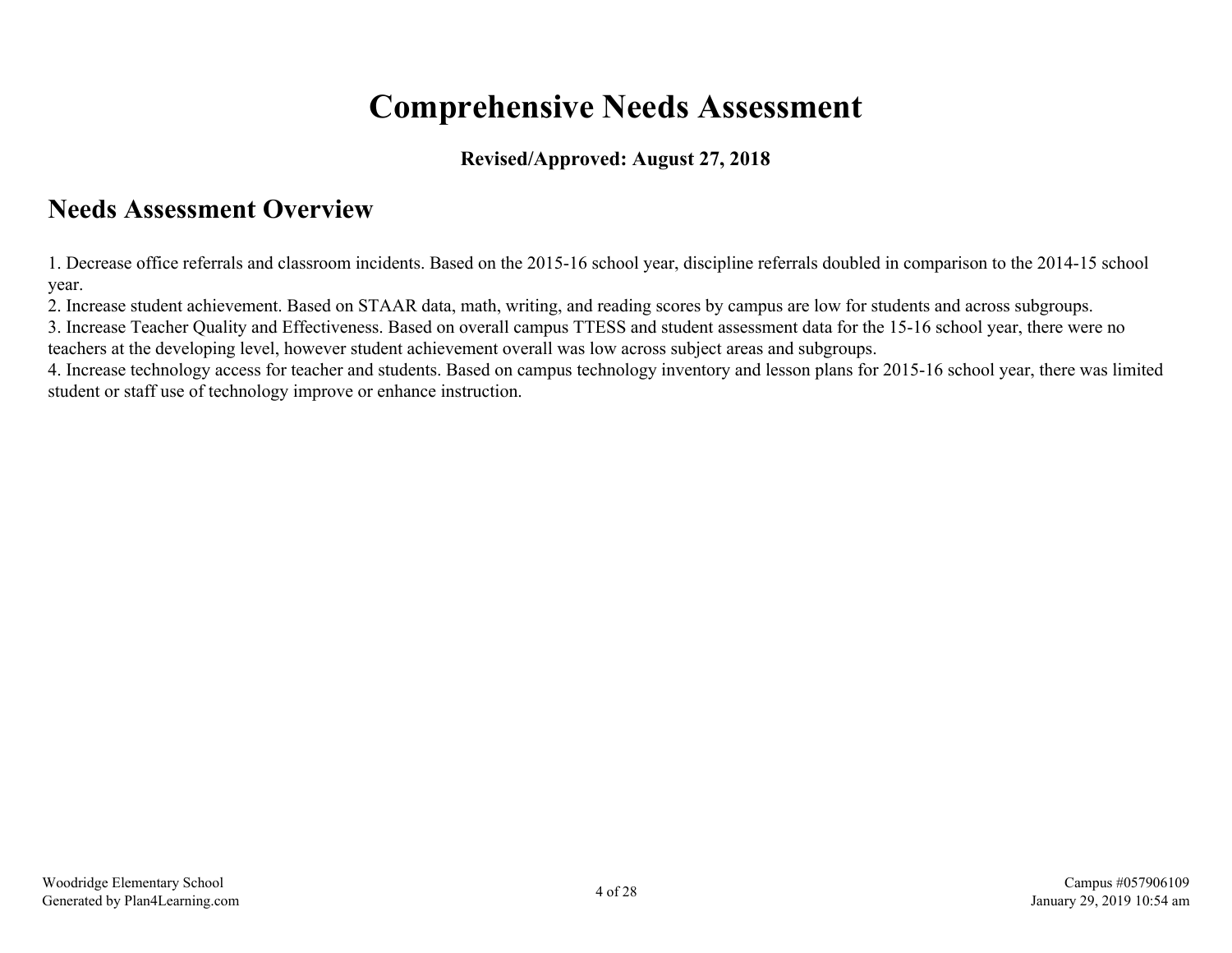# Comprehensive Needs Assessment

**Revised/Approved: August 27, 2018**

## Needs Assessment Overview

1. Decrease office referrals and classroom incidents. Based on the 2015-16 school year, discipline referrals doubled in comparison to the 2014-15 school year.
2. Increase student achievement. Based on STAAR data, math, writing, and reading scores by campus are low for students and across subgroups.
3. Increase Teacher Quality and Effectiveness. Based on overall campus TTESS and student assessment data for the 15-16 school year, there were no teachers at the developing level, however student achievement overall was low across subject areas and subgroups.
4. Increase technology access for teacher and students. Based on campus technology inventory and lesson plans for 2015-16 school year, there was limited student or staff use of technology improve or enhance instruction.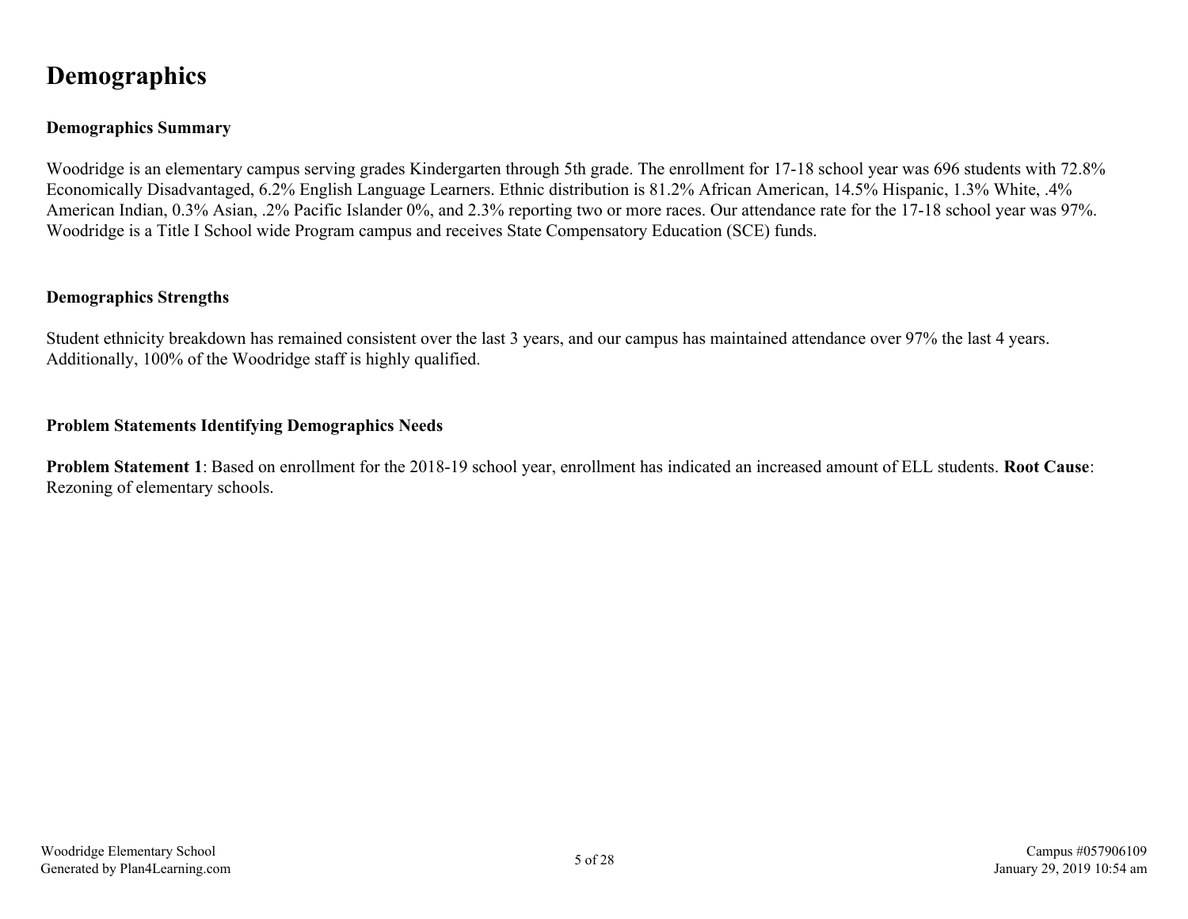# Demographics

### Demographics Summary

Woodridge is an elementary campus serving grades Kindergarten through 5th grade. The enrollment for 17-18 school year was 696 students with 72.8% Economically Disadvantaged, 6.2% English Language Learners. Ethnic distribution is 81.2% African American, 14.5% Hispanic, 1.3% White, .4% American Indian, 0.3% Asian, .2% Pacific Islander 0%, and 2.3% reporting two or more races. Our attendance rate for the 17-18 school year was 97%. Woodridge is a Title I School wide Program campus and receives State Compensatory Education (SCE) funds.

### Demographics Strengths

Student ethnicity breakdown has remained consistent over the last 3 years, and our campus has maintained attendance over 97% the last 4 years. Additionally, 100% of the Woodridge staff is highly qualified.

### Problem Statements Identifying Demographics Needs

**Problem Statement 1**: Based on enrollment for the 2018-19 school year, enrollment has indicated an increased amount of ELL students. **Root Cause**: Rezoning of elementary schools.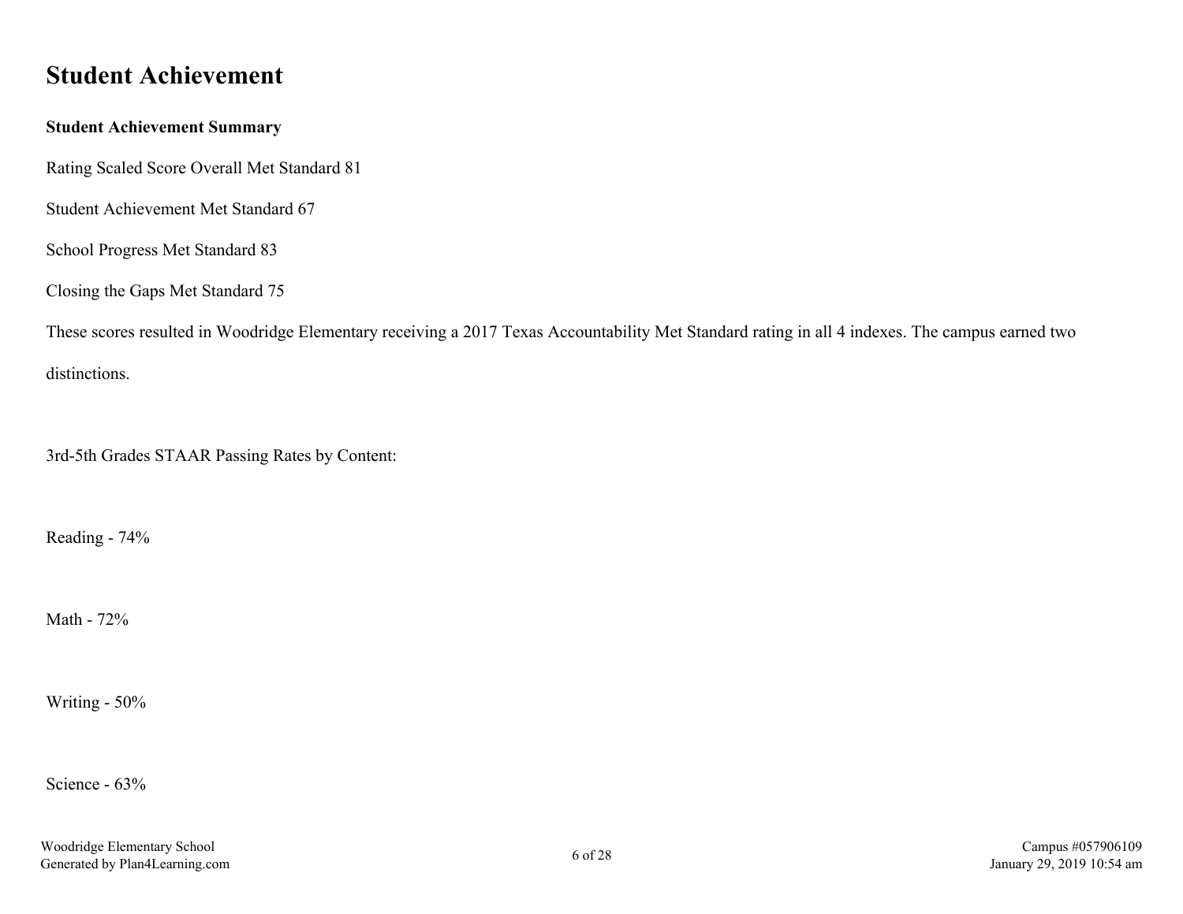# Student Achievement

**Student Achievement Summary**

Rating Scaled Score Overall Met Standard 81

Student Achievement Met Standard 67

School Progress Met Standard 83

Closing the Gaps Met Standard 75

These scores resulted in Woodridge Elementary receiving a 2017 Texas Accountability Met Standard rating in all 4 indexes. The campus earned two distinctions.

3rd-5th Grades STAAR Passing Rates by Content:

Reading - 74%

Math - 72%

Writing - 50%

Science - 63%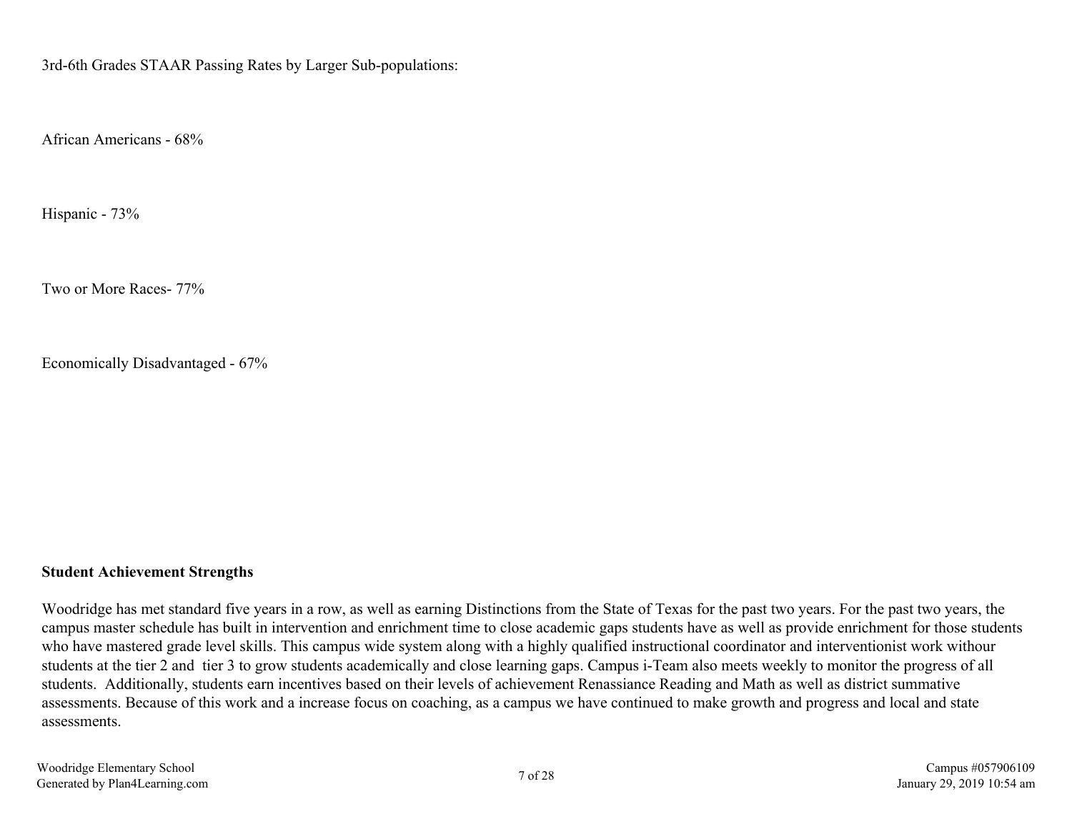3rd-6th Grades STAAR Passing Rates by Larger Sub-populations:

African Americans - 68%

Hispanic - 73%

Two or More Races- 77%

Economically Disadvantaged - 67%

**Student Achievement Strengths**

Woodridge has met standard five years in a row, as well as earning Distinctions from the State of Texas for the past two years. For the past two years, the campus master schedule has built in intervention and enrichment time to close academic gaps students have as well as provide enrichment for those students who have mastered grade level skills. This campus wide system along with a highly qualified instructional coordinator and interventionist work withour students at the tier 2 and tier 3 to grow students academically and close learning gaps. Campus i-Team also meets weekly to monitor the progress of all students. Additionally, students earn incentives based on their levels of achievement Renassiance Reading and Math as well as district summative assessments. Because of this work and a increase focus on coaching, as a campus we have continued to make growth and progress and local and state assessments.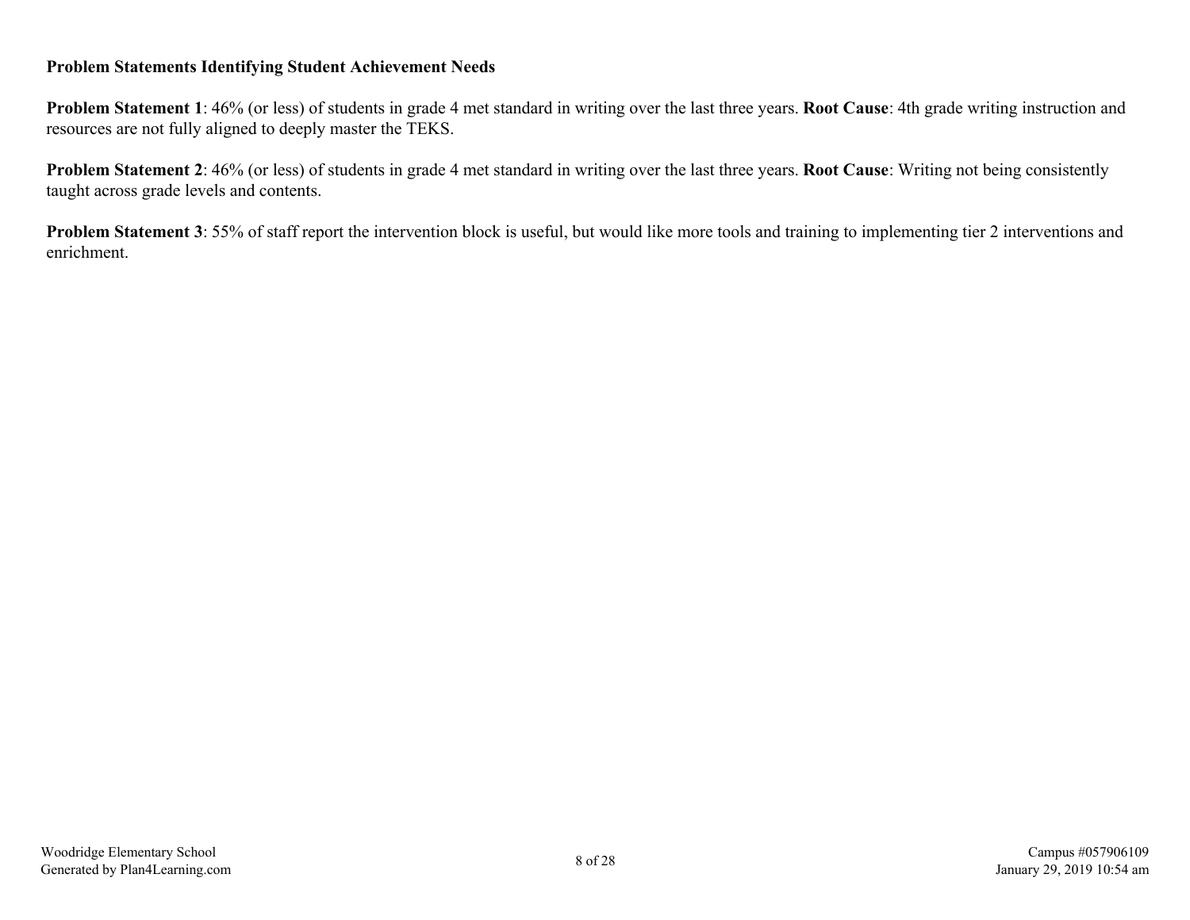**Problem Statements Identifying Student Achievement Needs**

**Problem Statement 1**: 46% (or less) of students in grade 4 met standard in writing over the last three years. **Root Cause**: 4th grade writing instruction and resources are not fully aligned to deeply master the TEKS.

**Problem Statement 2**: 46% (or less) of students in grade 4 met standard in writing over the last three years. **Root Cause**: Writing not being consistently taught across grade levels and contents.

**Problem Statement 3**: 55% of staff report the intervention block is useful, but would like more tools and training to implementing tier 2 interventions and enrichment.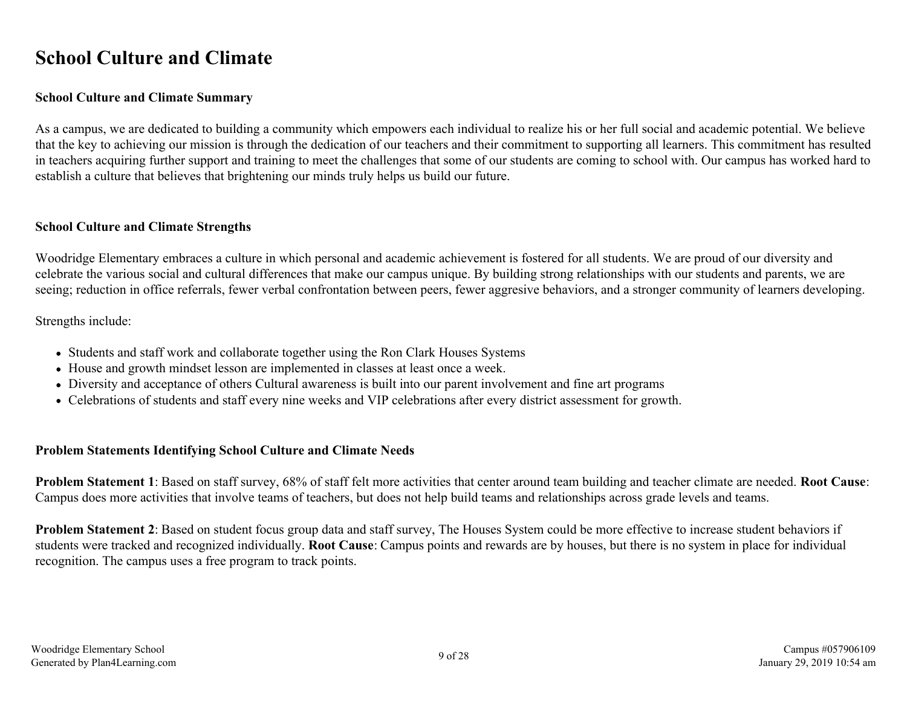# School Culture and Climate

### School Culture and Climate Summary

As a campus, we are dedicated to building a community which empowers each individual to realize his or her full social and academic potential. We believe that the key to achieving our mission is through the dedication of our teachers and their commitment to supporting all learners. This commitment has resulted in teachers acquiring further support and training to meet the challenges that some of our students are coming to school with. Our campus has worked hard to establish a culture that believes that brightening our minds truly helps us build our future.

### School Culture and Climate Strengths

Woodridge Elementary embraces a culture in which personal and academic achievement is fostered for all students. We are proud of our diversity and celebrate the various social and cultural differences that make our campus unique. By building strong relationships with our students and parents, we are seeing; reduction in office referrals, fewer verbal confrontation between peers, fewer aggresive behaviors, and a stronger community of learners developing.

Strengths include:

- Students and staff work and collaborate together using the Ron Clark Houses Systems
- House and growth mindset lesson are implemented in classes at least once a week.
- Diversity and acceptance of others Cultural awareness is built into our parent involvement and fine art programs
- Celebrations of students and staff every nine weeks and VIP celebrations after every district assessment for growth.

### Problem Statements Identifying School Culture and Climate Needs

**Problem Statement 1**: Based on staff survey, 68% of staff felt more activities that center around team building and teacher climate are needed. **Root Cause**: Campus does more activities that involve teams of teachers, but does not help build teams and relationships across grade levels and teams.

**Problem Statement 2**: Based on student focus group data and staff survey, The Houses System could be more effective to increase student behaviors if students were tracked and recognized individually. **Root Cause**: Campus points and rewards are by houses, but there is no system in place for individual recognition. The campus uses a free program to track points.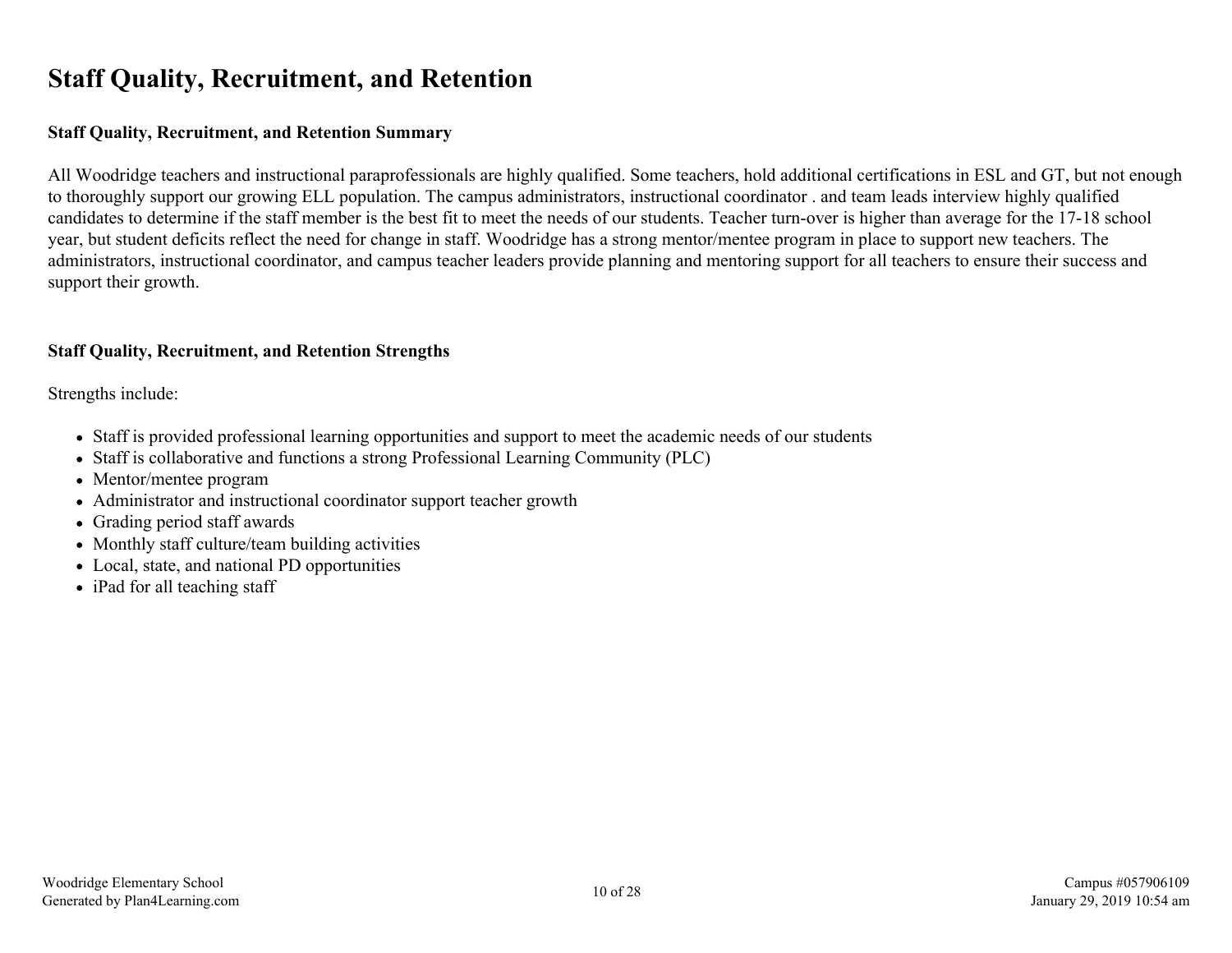# Staff Quality, Recruitment, and Retention

### Staff Quality, Recruitment, and Retention Summary

All Woodridge teachers and instructional paraprofessionals are highly qualified. Some teachers, hold additional certifications in ESL and GT, but not enough to thoroughly support our growing ELL population. The campus administrators, instructional coordinator . and team leads interview highly qualified candidates to determine if the staff member is the best fit to meet the needs of our students. Teacher turn-over is higher than average for the 17-18 school year, but student deficits reflect the need for change in staff. Woodridge has a strong mentor/mentee program in place to support new teachers. The administrators, instructional coordinator, and campus teacher leaders provide planning and mentoring support for all teachers to ensure their success and support their growth.

### Staff Quality, Recruitment, and Retention Strengths

Strengths include:

- Staff is provided professional learning opportunities and support to meet the academic needs of our students
- Staff is collaborative and functions a strong Professional Learning Community (PLC)
- Mentor/mentee program
- Administrator and instructional coordinator support teacher growth
- Grading period staff awards
- Monthly staff culture/team building activities
- Local, state, and national PD opportunities
- iPad for all teaching staff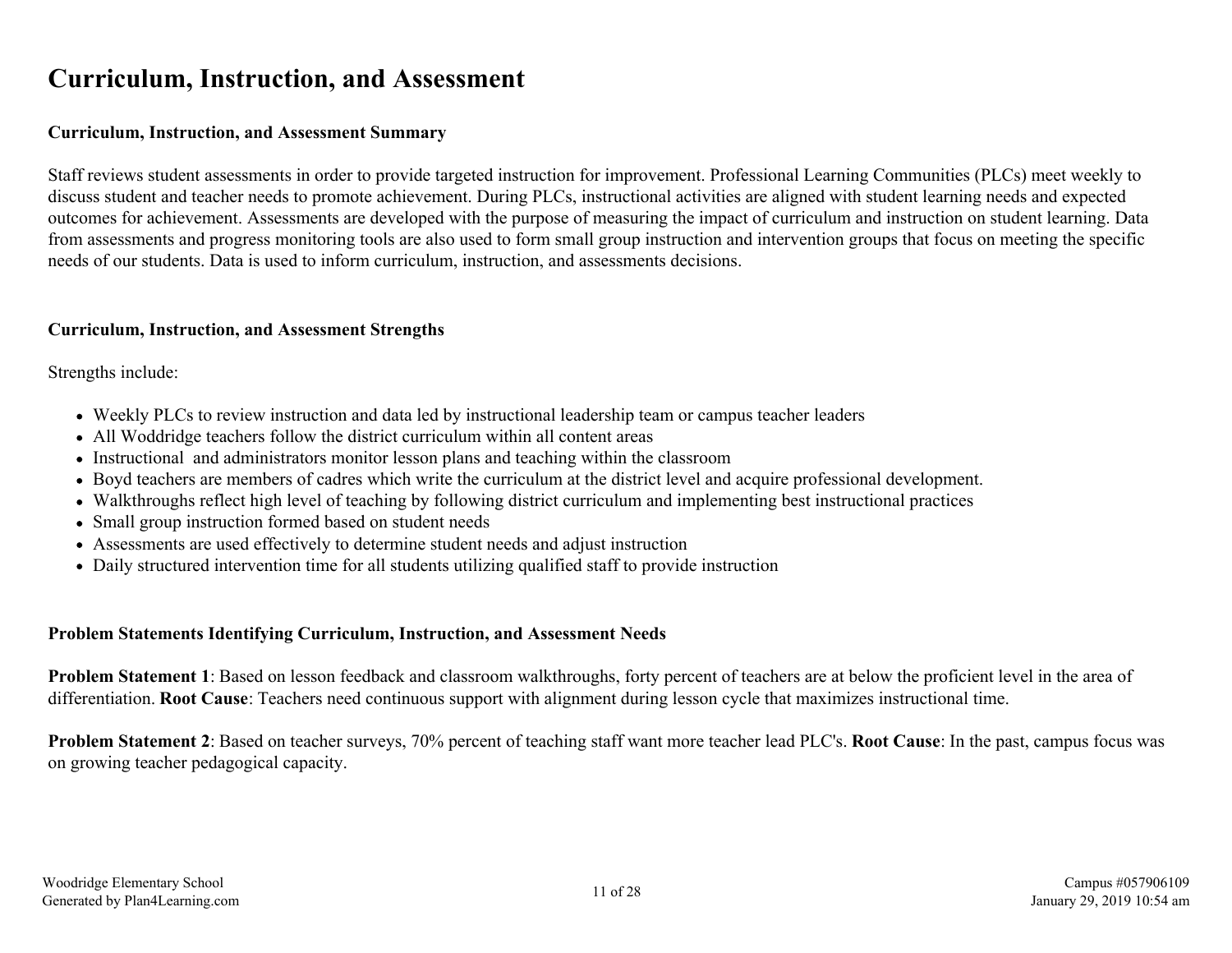# Curriculum, Instruction, and Assessment

### Curriculum, Instruction, and Assessment Summary

Staff reviews student assessments in order to provide targeted instruction for improvement. Professional Learning Communities (PLCs) meet weekly to discuss student and teacher needs to promote achievement. During PLCs, instructional activities are aligned with student learning needs and expected outcomes for achievement. Assessments are developed with the purpose of measuring the impact of curriculum and instruction on student learning. Data from assessments and progress monitoring tools are also used to form small group instruction and intervention groups that focus on meeting the specific needs of our students. Data is used to inform curriculum, instruction, and assessments decisions.

### Curriculum, Instruction, and Assessment Strengths

Strengths include:

- Weekly PLCs to review instruction and data led by instructional leadership team or campus teacher leaders
- All Woddridge teachers follow the district curriculum within all content areas
- Instructional  and administrators monitor lesson plans and teaching within the classroom
- Boyd teachers are members of cadres which write the curriculum at the district level and acquire professional development.
- Walkthroughs reflect high level of teaching by following district curriculum and implementing best instructional practices
- Small group instruction formed based on student needs
- Assessments are used effectively to determine student needs and adjust instruction
- Daily structured intervention time for all students utilizing qualified staff to provide instruction

### Problem Statements Identifying Curriculum, Instruction, and Assessment Needs

**Problem Statement 1**: Based on lesson feedback and classroom walkthroughs, forty percent of teachers are at below the proficient level in the area of differentiation. **Root Cause**: Teachers need continuous support with alignment during lesson cycle that maximizes instructional time.

**Problem Statement 2**: Based on teacher surveys, 70% percent of teaching staff want more teacher lead PLC's. **Root Cause**: In the past, campus focus was on growing teacher pedagogical capacity.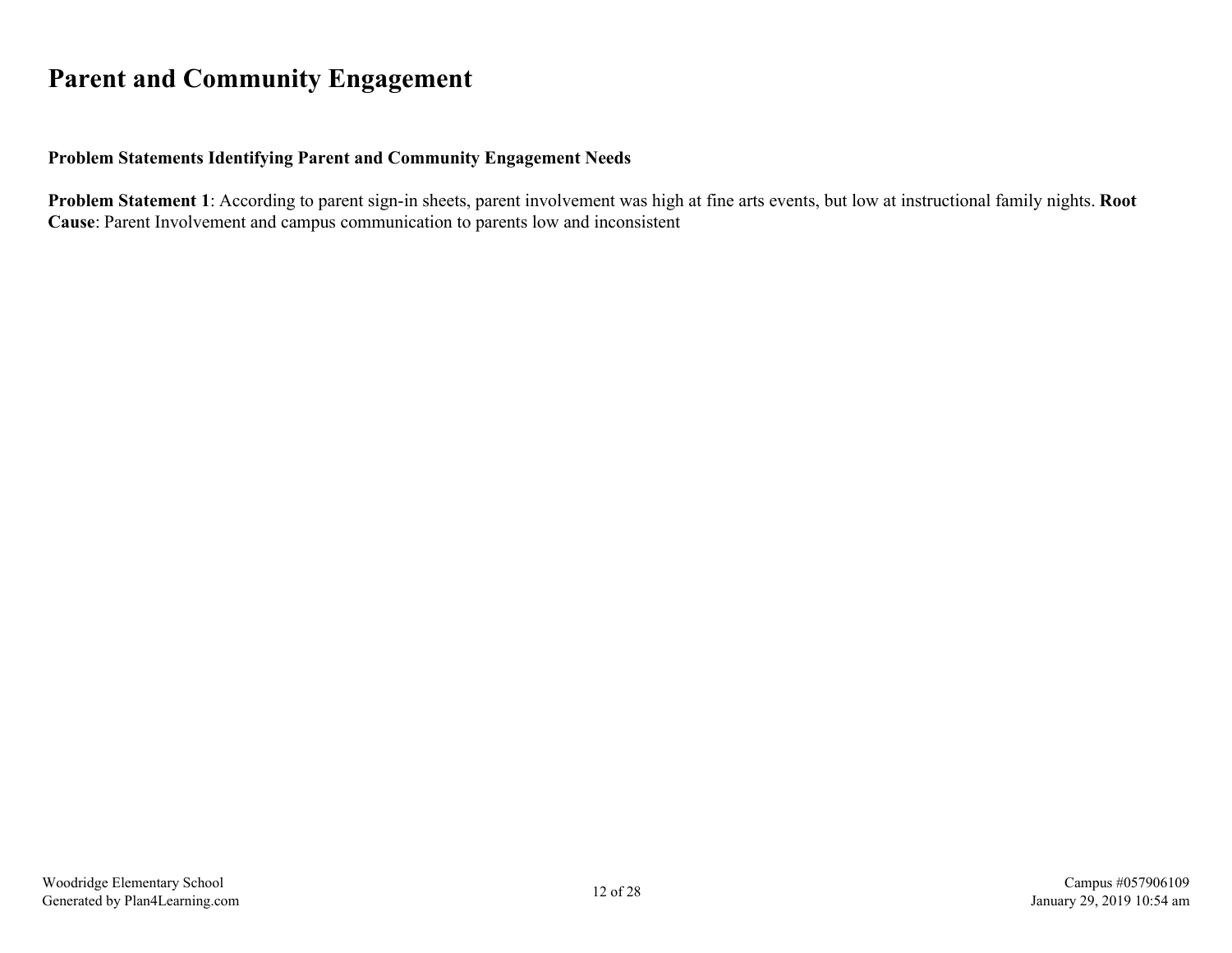# Parent and Community Engagement

**Problem Statements Identifying Parent and Community Engagement Needs**

**Problem Statement 1**: According to parent sign-in sheets, parent involvement was high at fine arts events, but low at instructional family nights. **Root Cause**: Parent Involvement and campus communication to parents low and inconsistent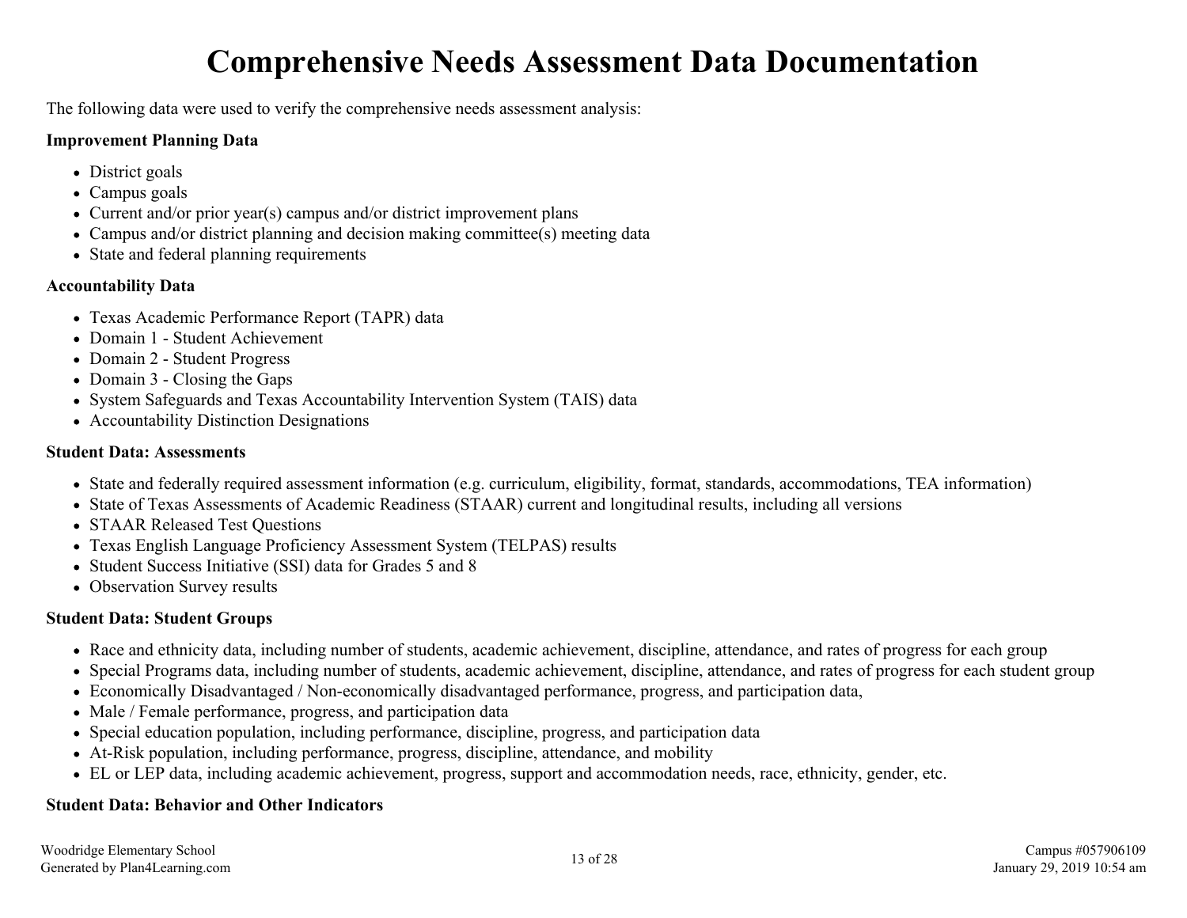# Comprehensive Needs Assessment Data Documentation

The following data were used to verify the comprehensive needs assessment analysis:

**Improvement Planning Data**

- District goals
- Campus goals
- Current and/or prior year(s) campus and/or district improvement plans
- Campus and/or district planning and decision making committee(s) meeting data
- State and federal planning requirements

**Accountability Data**

- Texas Academic Performance Report (TAPR) data
- Domain 1 - Student Achievement
- Domain 2 - Student Progress
- Domain 3 - Closing the Gaps
- System Safeguards and Texas Accountability Intervention System (TAIS) data
- Accountability Distinction Designations

**Student Data: Assessments**

- State and federally required assessment information (e.g. curriculum, eligibility, format, standards, accommodations, TEA information)
- State of Texas Assessments of Academic Readiness (STAAR) current and longitudinal results, including all versions
- STAAR Released Test Questions
- Texas English Language Proficiency Assessment System (TELPAS) results
- Student Success Initiative (SSI) data for Grades 5 and 8
- Observation Survey results

**Student Data: Student Groups**

- Race and ethnicity data, including number of students, academic achievement, discipline, attendance, and rates of progress for each group
- Special Programs data, including number of students, academic achievement, discipline, attendance, and rates of progress for each student group
- Economically Disadvantaged / Non-economically disadvantaged performance, progress, and participation data,
- Male / Female performance, progress, and participation data
- Special education population, including performance, discipline, progress, and participation data
- At-Risk population, including performance, progress, discipline, attendance, and mobility
- EL or LEP data, including academic achievement, progress, support and accommodation needs, race, ethnicity, gender, etc.

**Student Data: Behavior and Other Indicators**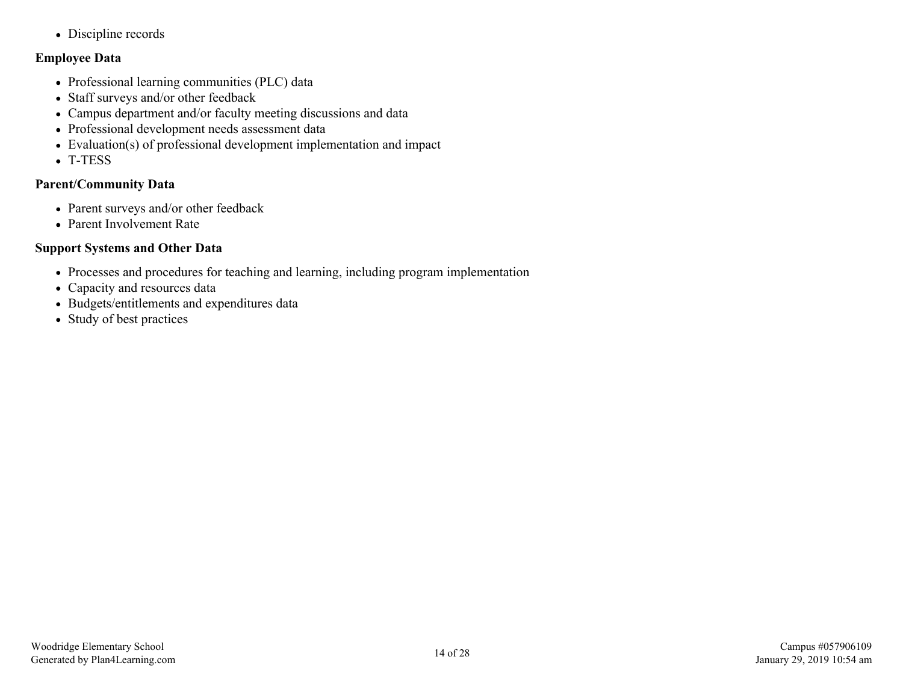- Discipline records

**Employee Data**

- Professional learning communities (PLC) data
- Staff surveys and/or other feedback
- Campus department and/or faculty meeting discussions and data
- Professional development needs assessment data
- Evaluation(s) of professional development implementation and impact
- T-TESS

**Parent/Community Data**

- Parent surveys and/or other feedback
- Parent Involvement Rate

**Support Systems and Other Data**

- Processes and procedures for teaching and learning, including program implementation
- Capacity and resources data
- Budgets/entitlements and expenditures data
- Study of best practices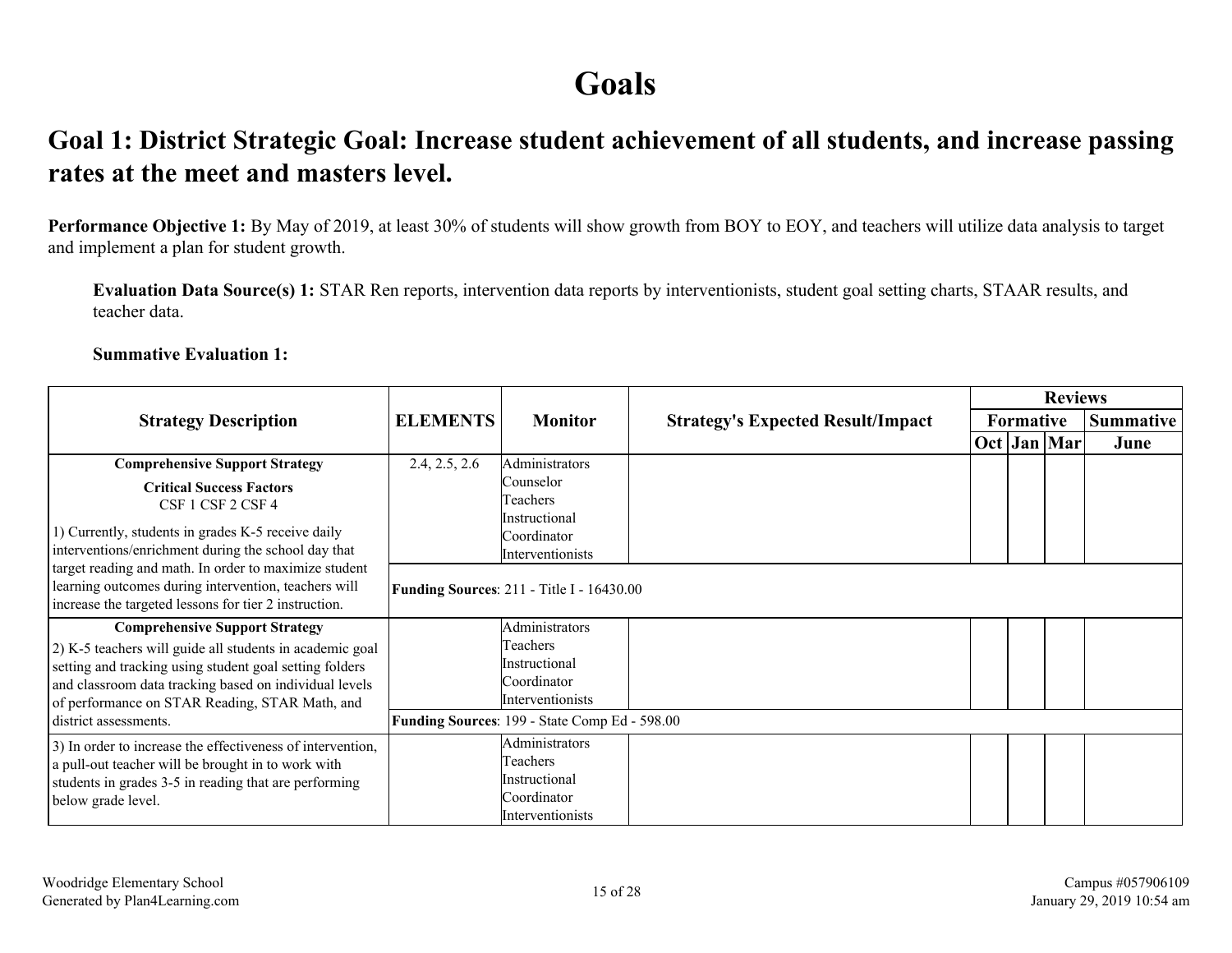# Goals

## Goal 1: District Strategic Goal: Increase student achievement of all students, and increase passing rates at the meet and masters level.

**Performance Objective 1:** By May of 2019, at least 30% of students will show growth from BOY to EOY, and teachers will utilize data analysis to target and implement a plan for student growth.

**Evaluation Data Source(s) 1:** STAR Ren reports, intervention data reports by interventionists, student goal setting charts, STAAR results, and teacher data.

**Summative Evaluation 1:**

| Strategy Description | ELEMENTS | Monitor | Strategy's Expected Result/Impact | Reviews | | | |
|---|---|---|---|---|---|---|---|
| | | | | Formative | | | Summative |
| | | | | Oct | Jan | Mar | June |
| **Comprehensive Support Strategy**<br>**Critical Success Factors**<br>CSF 1 CSF 2 CSF 4<br>1) Currently, students in grades K-5 receive daily interventions/enrichment during the school day that target reading and math. In order to maximize student learning outcomes during intervention, teachers will increase the targeted lessons for tier 2 instruction. | 2.4, 2.5, 2.6 | Administrators<br>Counselor<br>Teachers<br>Instructional Coordinator<br>Interventionists | | | | | |
| | **Funding Sources**: 211 - Title I - 16430.00 | | | | | | |
| **Comprehensive Support Strategy**<br>2) K-5 teachers will guide all students in academic goal setting and tracking using student goal setting folders and classroom data tracking based on individual levels of performance on STAR Reading, STAR Math, and district assessments. | | Administrators<br>Teachers<br>Instructional Coordinator<br>Interventionists | | | | | |
| | **Funding Sources**: 199 - State Comp Ed - 598.00 | | | | | | |
| 3) In order to increase the effectiveness of intervention, a pull-out teacher will be brought in to work with students in grades 3-5 in reading that are performing below grade level. | | Administrators<br>Teachers<br>Instructional Coordinator<br>Interventionists | | | | | |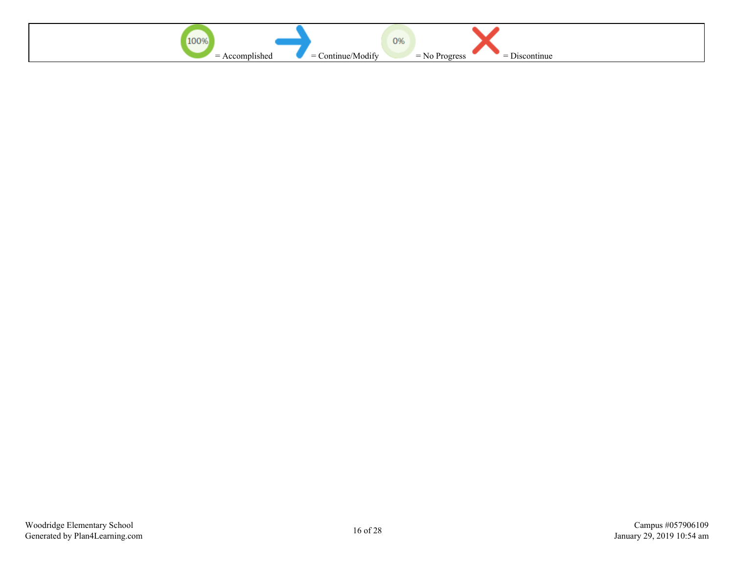| 100% = Accomplished | = Continue/Modify | 0% = No Progress | = Discontinue |
|---|---|---|---|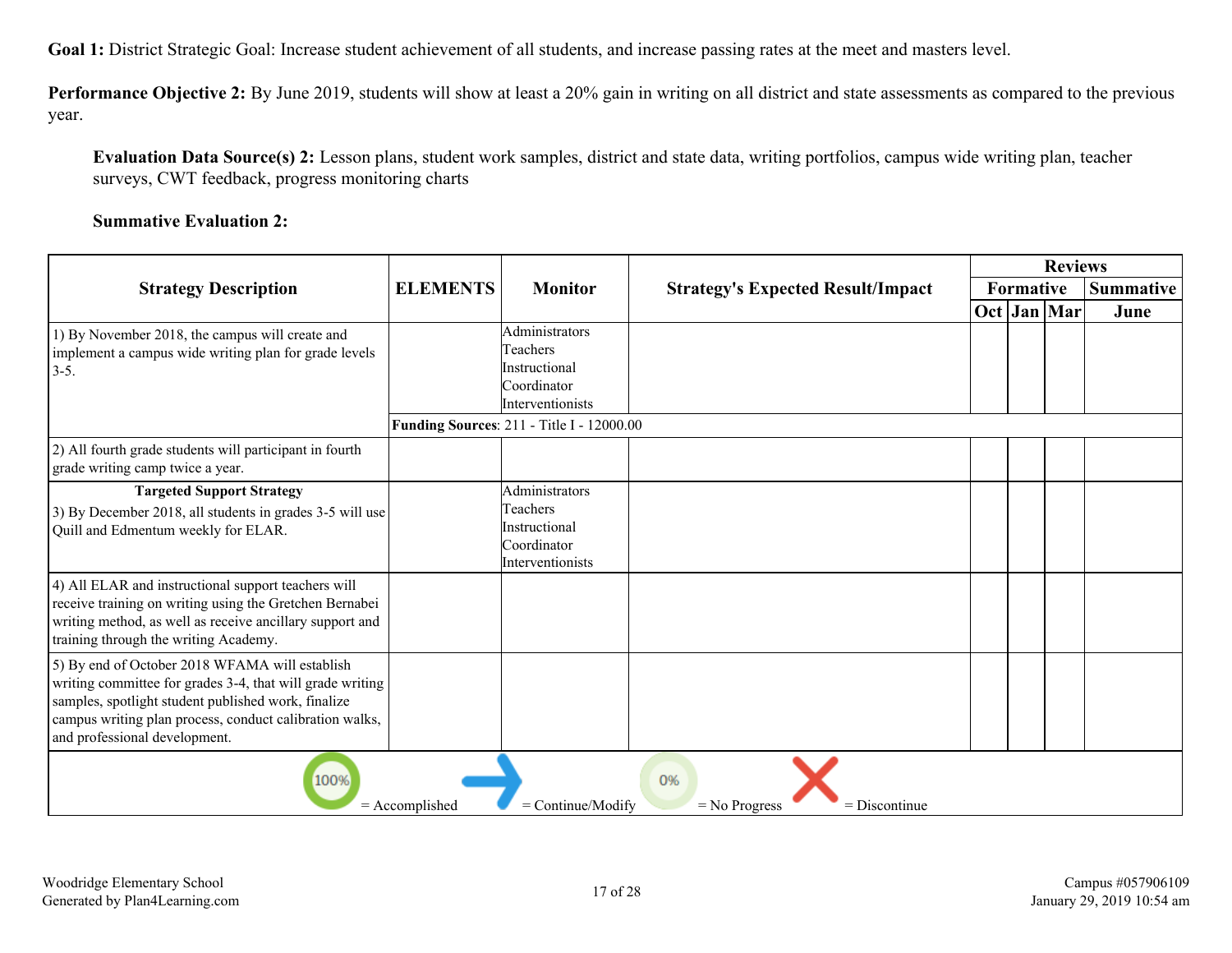**Goal 1:** District Strategic Goal: Increase student achievement of all students, and increase passing rates at the meet and masters level.

**Performance Objective 2:** By June 2019, students will show at least a 20% gain in writing on all district and state assessments as compared to the previous year.

**Evaluation Data Source(s) 2:** Lesson plans, student work samples, district and state data, writing portfolios, campus wide writing plan, teacher surveys, CWT feedback, progress monitoring charts

**Summative Evaluation 2:**

| Strategy Description | ELEMENTS | Monitor | Strategy's Expected Result/Impact | Reviews | | | |
|---|---|---|---|---|---|---|---|
| | | | | Formative | | | Summative |
| | | | | Oct | Jan | Mar | June |
| 1) By November 2018, the campus will create and implement a campus wide writing plan for grade levels 3-5. | | Administrators<br>Teachers<br>Instructional Coordinator<br>Interventionists | | | | | |
| | **Funding Sources**: 211 - Title I - 12000.00 | | | | | | |
| 2) All fourth grade students will participant in fourth grade writing camp twice a year. | | | | | | | |
| **Targeted Support Strategy**<br>3) By December 2018, all students in grades 3-5 will use Quill and Edmentum weekly for ELAR. | | Administrators<br>Teachers<br>Instructional Coordinator<br>Interventionists | | | | | |
| 4) All ELAR and instructional support teachers will receive training on writing using the Gretchen Bernabei writing method, as well as receive ancillary support and training through the writing Academy. | | | | | | | |
| 5) By end of October 2018 WFAMA will establish writing committee for grades 3-4, that will grade writing samples, spotlight student published work, finalize campus writing plan process, conduct calibration walks, and professional development. | | | | | | | |

100% = Accomplished | = Continue/Modify | 0% = No Progress | = Discontinue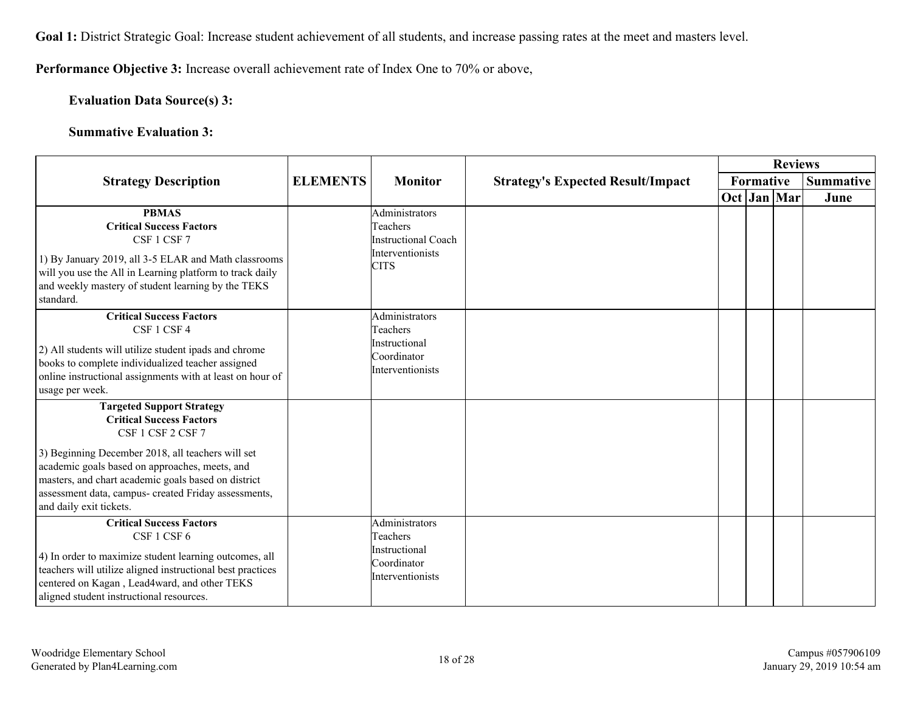**Goal 1:** District Strategic Goal: Increase student achievement of all students, and increase passing rates at the meet and masters level.

**Performance Objective 3:** Increase overall achievement rate of Index One to 70% or above,

**Evaluation Data Source(s) 3:**

**Summative Evaluation 3:**

| Strategy Description | ELEMENTS | Monitor | Strategy's Expected Result/Impact | Reviews | | | |
|---|---|---|---|---|---|---|---|
| | | | | Formative | | | Summative |
| | | | | Oct | Jan | Mar | June |
| **PBMAS** **Critical Success Factors** CSF 1 CSF 7 1) By January 2019, all 3-5 ELAR and Math classrooms will you use the All in Learning platform to track daily and weekly mastery of student learning by the TEKS standard. | | Administrators Teachers Instructional Coach Interventionists CITS | | | | | |
| **Critical Success Factors** CSF 1 CSF 4 2) All students will utilize student ipads and chrome books to complete individualized teacher assigned online instructional assignments with at least on hour of usage per week. | | Administrators Teachers Instructional Coordinator Interventionists | | | | | |
| **Targeted Support Strategy** **Critical Success Factors** CSF 1 CSF 2 CSF 7 3) Beginning December 2018, all teachers will set academic goals based on approaches, meets, and masters, and chart academic goals based on district assessment data, campus- created Friday assessments, and daily exit tickets. | | | | | | | |
| **Critical Success Factors** CSF 1 CSF 6 4) In order to maximize student learning outcomes, all teachers will utilize aligned instructional best practices centered on Kagan , Lead4ward, and other TEKS aligned student instructional resources. | | Administrators Teachers Instructional Coordinator Interventionists | | | | | |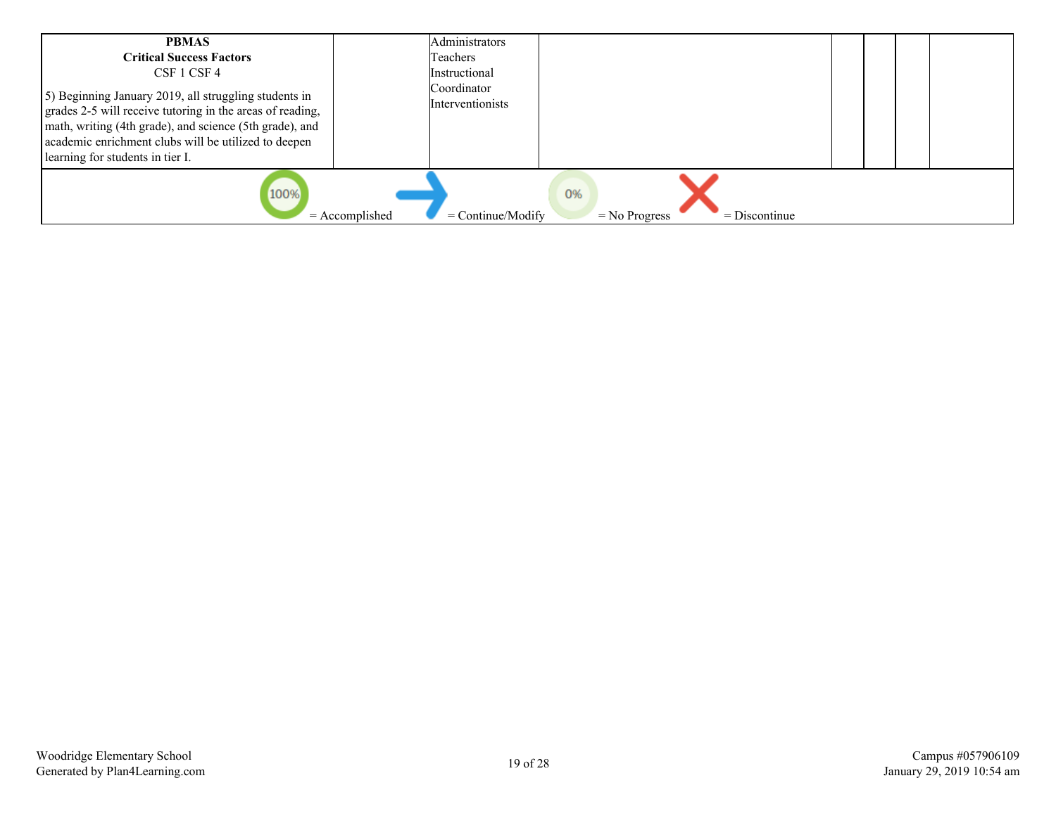| | | | | | | | |
|---|---|---|---|---|---|---|---|
| **PBMAS**<br>**Critical Success Factors**<br>CSF 1 CSF 4<br><br>5) Beginning January 2019, all struggling students in grades 2-5 will receive tutoring in the areas of reading, math, writing (4th grade), and science (5th grade), and academic enrichment clubs will be utilized to deepen learning for students in tier I. | | Administrators<br>Teachers<br>Instructional Coordinator<br>Interventionists | | | | | |

100% = Accomplished → = Continue/Modify 0% = No Progress ✗ = Discontinue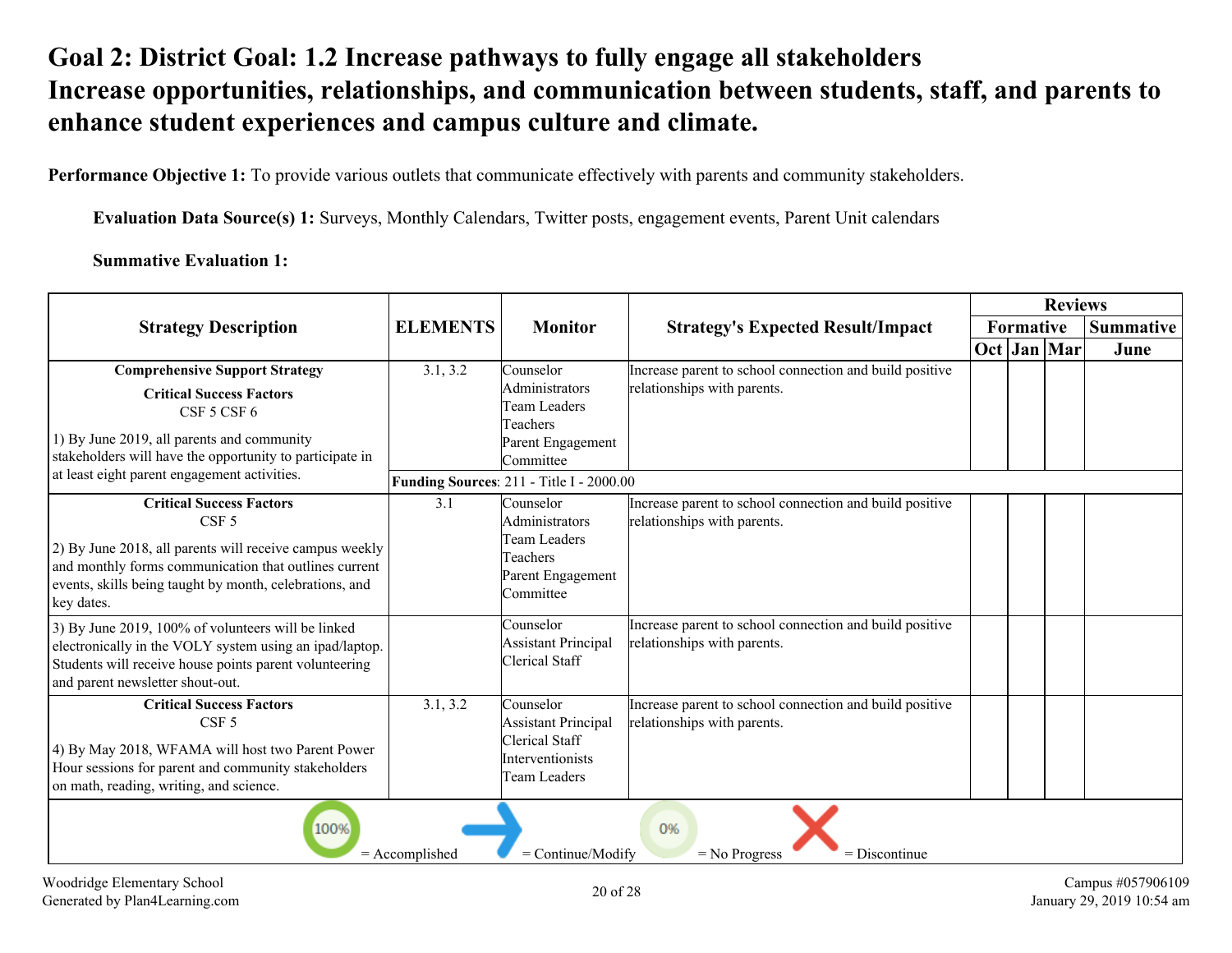# Goal 2: District Goal: 1.2 Increase pathways to fully engage all stakeholders Increase opportunities, relationships, and communication between students, staff, and parents to enhance student experiences and campus culture and climate.

**Performance Objective 1:** To provide various outlets that communicate effectively with parents and community stakeholders.

**Evaluation Data Source(s) 1:** Surveys, Monthly Calendars, Twitter posts, engagement events, Parent Unit calendars

**Summative Evaluation 1:**

| Strategy Description | ELEMENTS | Monitor | Strategy's Expected Result/Impact | Reviews | | | |
|---|---|---|---|---|---|---|---|
| | | | | Formative | | | Summative |
| | | | | Oct | Jan | Mar | June |
| **Comprehensive Support Strategy**<br>**Critical Success Factors**<br>CSF 5 CSF 6<br>1) By June 2019, all parents and community stakeholders will have the opportunity to participate in at least eight parent engagement activities. | 3.1, 3.2 | Counselor<br>Administrators<br>Team Leaders<br>Teachers<br>Parent Engagement Committee | Increase parent to school connection and build positive relationships with parents. | | | | |
| | **Funding Sources**: 211 - Title I - 2000.00 | | | | | | |
| **Critical Success Factors**<br>CSF 5<br>2) By June 2018, all parents will receive campus weekly and monthly forms communication that outlines current events, skills being taught by month, celebrations, and key dates. | 3.1 | Counselor<br>Administrators<br>Team Leaders<br>Teachers<br>Parent Engagement Committee | Increase parent to school connection and build positive relationships with parents. | | | | |
| 3) By June 2019, 100% of volunteers will be linked electronically in the VOLY system using an ipad/laptop. Students will receive house points parent volunteering and parent newsletter shout-out. | | Counselor<br>Assistant Principal<br>Clerical Staff | Increase parent to school connection and build positive relationships with parents. | | | | |
| **Critical Success Factors**<br>CSF 5<br>4) By May 2018, WFAMA will host two Parent Power Hour sessions for parent and community stakeholders on math, reading, writing, and science. | 3.1, 3.2 | Counselor<br>Assistant Principal<br>Clerical Staff<br>Interventionists<br>Team Leaders | Increase parent to school connection and build positive relationships with parents. | | | | |

100% = Accomplished | = Continue/Modify | 0% = No Progress | X = Discontinue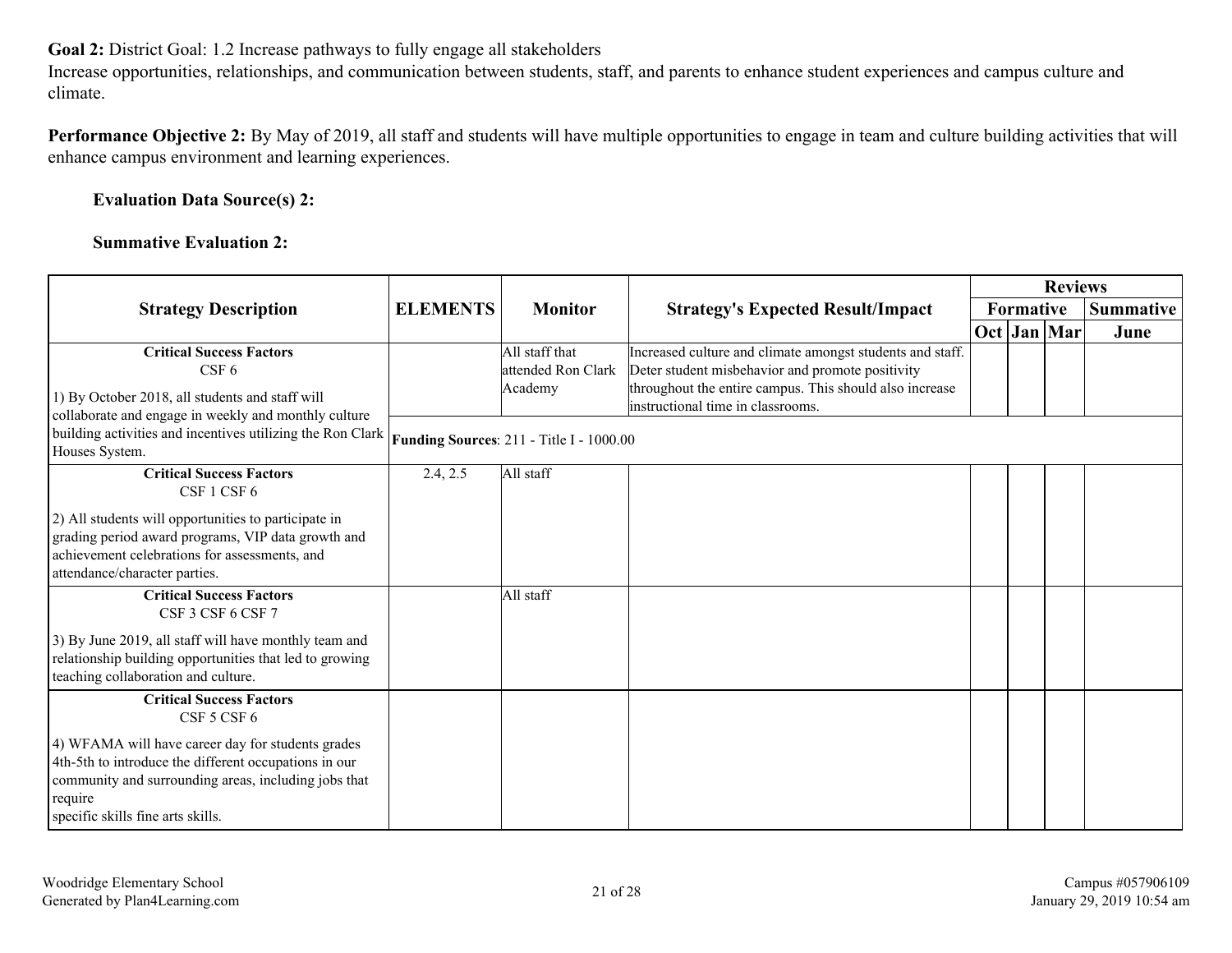**Goal 2:** District Goal: 1.2 Increase pathways to fully engage all stakeholders
Increase opportunities, relationships, and communication between students, staff, and parents to enhance student experiences and campus culture and climate.

**Performance Objective 2:** By May of 2019, all staff and students will have multiple opportunities to engage in team and culture building activities that will enhance campus environment and learning experiences.

**Evaluation Data Source(s) 2:**

**Summative Evaluation 2:**

| Strategy Description | ELEMENTS | Monitor | Strategy's Expected Result/Impact | Reviews | | | |
|---|---|---|---|---|---|---|---|
| | | | | Formative | | | Summative |
| | | | | Oct | Jan | Mar | June |
| **Critical Success Factors** CSF 6<br>1) By October 2018, all students and staff will collaborate and engage in weekly and monthly culture building activities and incentives utilizing the Ron Clark Houses System. | | All staff that attended Ron Clark Academy | Increased culture and climate amongst students and staff. Deter student misbehavior and promote positivity throughout the entire campus. This should also increase instructional time in classrooms. | | | | |
| | **Funding Sources**: 211 - Title I - 1000.00 | | | | | | |
| **Critical Success Factors** CSF 1 CSF 6<br>2) All students will opportunities to participate in grading period award programs, VIP data growth and achievement celebrations for assessments, and attendance/character parties. | 2.4, 2.5 | All staff | | | | | |
| **Critical Success Factors** CSF 3 CSF 6 CSF 7<br>3) By June 2019, all staff will have monthly team and relationship building opportunities that led to growing teaching collaboration and culture. | | All staff | | | | | |
| **Critical Success Factors** CSF 5 CSF 6<br>4) WFAMA will have career day for students grades 4th-5th to introduce the different occupations in our community and surrounding areas, including jobs that require specific skills fine arts skills. | | | | | | | |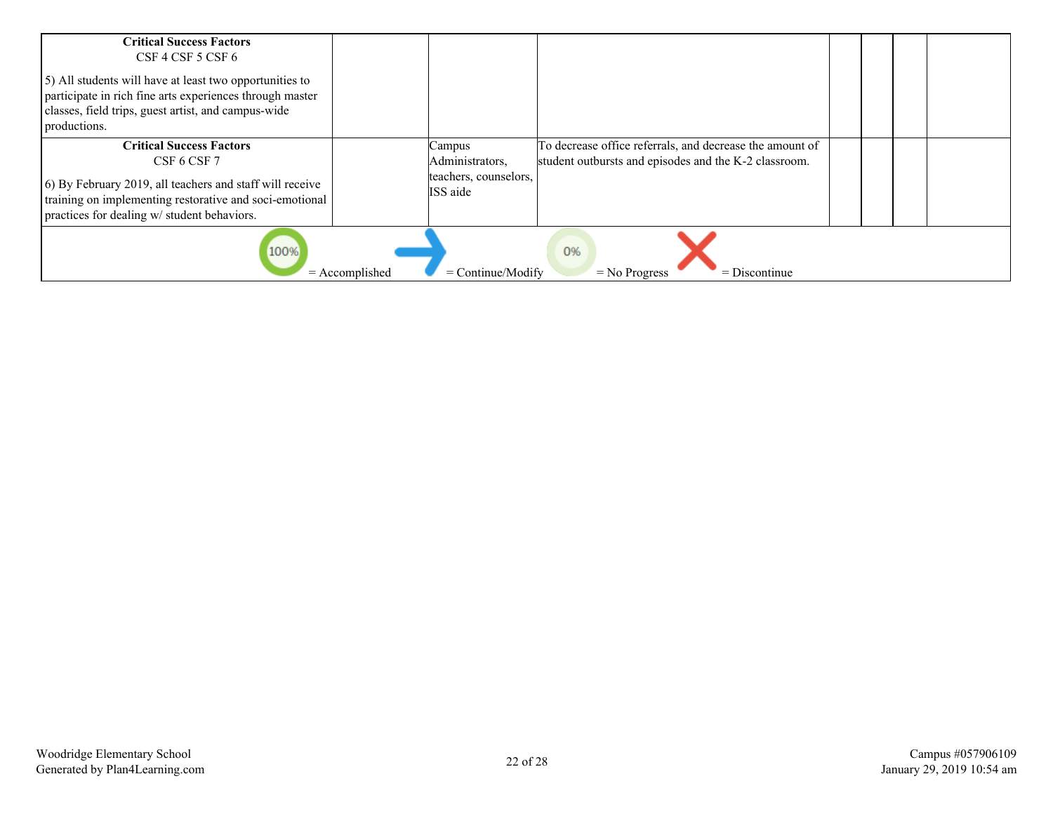| | | | | | | | |
|---|---|---|---|---|---|---|---|
| **Critical Success Factors**<br>CSF 4 CSF 5 CSF 6<br><br>5) All students will have at least two opportunities to participate in rich fine arts experiences through master classes, field trips, guest artist, and campus-wide productions. | | | | | | | |
| **Critical Success Factors**<br>CSF 6 CSF 7<br><br>6) By February 2019, all teachers and staff will receive training on implementing restorative and soci-emotional practices for dealing w/ student behaviors. | | Campus Administrators, teachers, counselors, ISS aide | To decrease office referrals, and decrease the amount of student outbursts and episodes and the K-2 classroom. | | | | |

100% = Accomplished → = Continue/Modify 0% = No Progress ✕ = Discontinue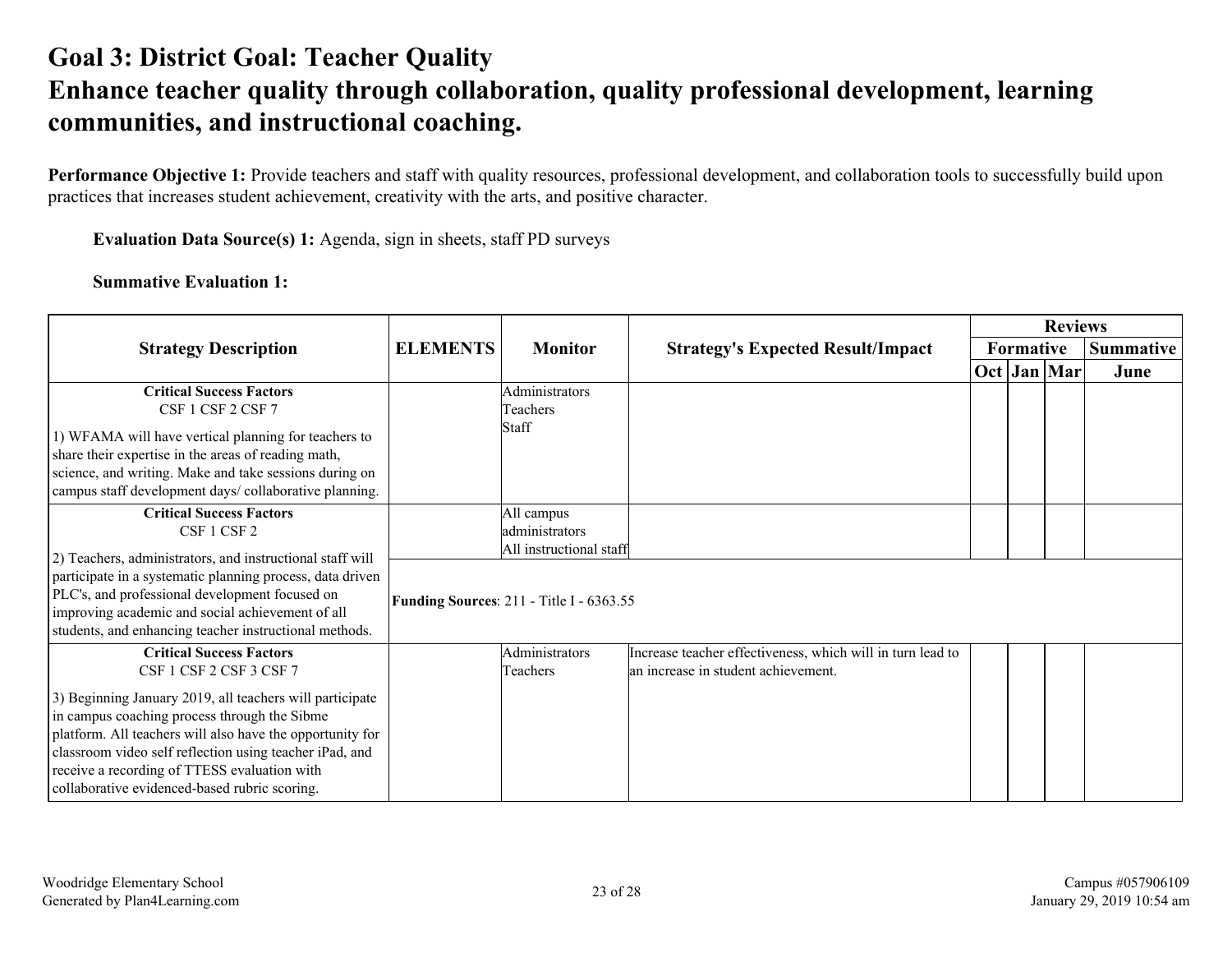# Goal 3: District Goal: Teacher Quality
# Enhance teacher quality through collaboration, quality professional development, learning communities, and instructional coaching.

**Performance Objective 1:** Provide teachers and staff with quality resources, professional development, and collaboration tools to successfully build upon practices that increases student achievement, creativity with the arts, and positive character.

**Evaluation Data Source(s) 1:** Agenda, sign in sheets, staff PD surveys

**Summative Evaluation 1:**

| Strategy Description | ELEMENTS | Monitor | Strategy's Expected Result/Impact | Reviews | | | |
|---|---|---|---|---|---|---|---|
| | | | | Formative | | | Summative |
| | | | | Oct | Jan | Mar | June |
| **Critical Success Factors**<br>CSF 1 CSF 2 CSF 7<br>1) WFAMA will have vertical planning for teachers to share their expertise in the areas of reading math, science, and writing. Make and take sessions during on campus staff development days/ collaborative planning. | | Administrators<br>Teachers<br>Staff | | | | | |
| **Critical Success Factors**<br>CSF 1 CSF 2<br>2) Teachers, administrators, and instructional staff will participate in a systematic planning process, data driven PLC's, and professional development focused on improving academic and social achievement of all students, and enhancing teacher instructional methods. | | All campus administrators<br>All instructional staff | | | | | |
| | **Funding Sources**: 211 - Title I - 6363.55 | | | | | | |
| **Critical Success Factors**<br>CSF 1 CSF 2 CSF 3 CSF 7<br>3) Beginning January 2019, all teachers will participate in campus coaching process through the Sibme platform. All teachers will also have the opportunity for classroom video self reflection using teacher iPad, and receive a recording of TTESS evaluation with collaborative evidenced-based rubric scoring. | | Administrators<br>Teachers | Increase teacher effectiveness, which will in turn lead to an increase in student achievement. | | | | |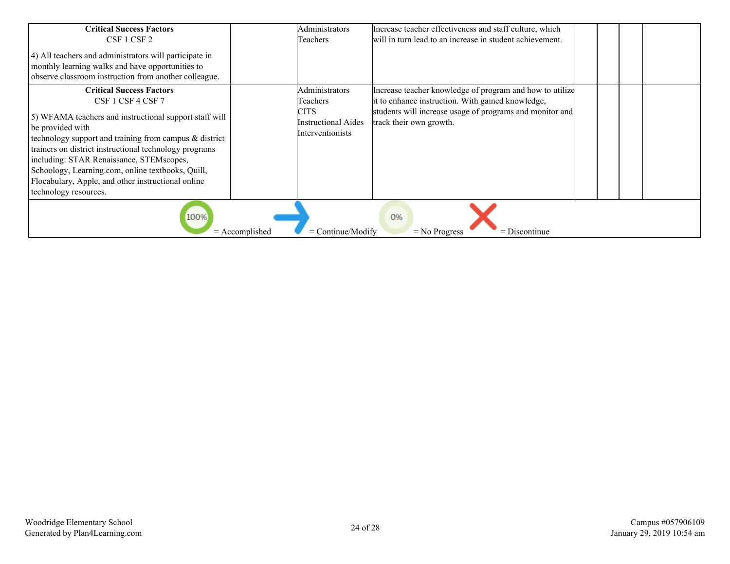| | | | | | | | |
|---|---|---|---|---|---|---|---|
| **Critical Success Factors**<br>CSF 1 CSF 2<br><br>4) All teachers and administrators will participate in monthly learning walks and have opportunities to observe classroom instruction from another colleague. | | Administrators<br>Teachers | Increase teacher effectiveness and staff culture, which will in turn lead to an increase in student achievement. | | | | |
| **Critical Success Factors**<br>CSF 1 CSF 4 CSF 7<br><br>5) WFAMA teachers and instructional support staff will be provided with<br>technology support and training from campus & district trainers on district instructional technology programs including: STAR Renaissance, STEMscopes, Schoology, Learning.com, online textbooks, Quill, Flocabulary, Apple, and other instructional online technology resources. | | Administrators<br>Teachers<br>CITS<br>Instructional Aides<br>Interventionists | Increase teacher knowledge of program and how to utilize it to enhance instruction. With gained knowledge, students will increase usage of programs and monitor and track their own growth. | | | | |

100% = Accomplished &nbsp;&nbsp; → = Continue/Modify &nbsp;&nbsp; 0% = No Progress &nbsp;&nbsp; ✗ = Discontinue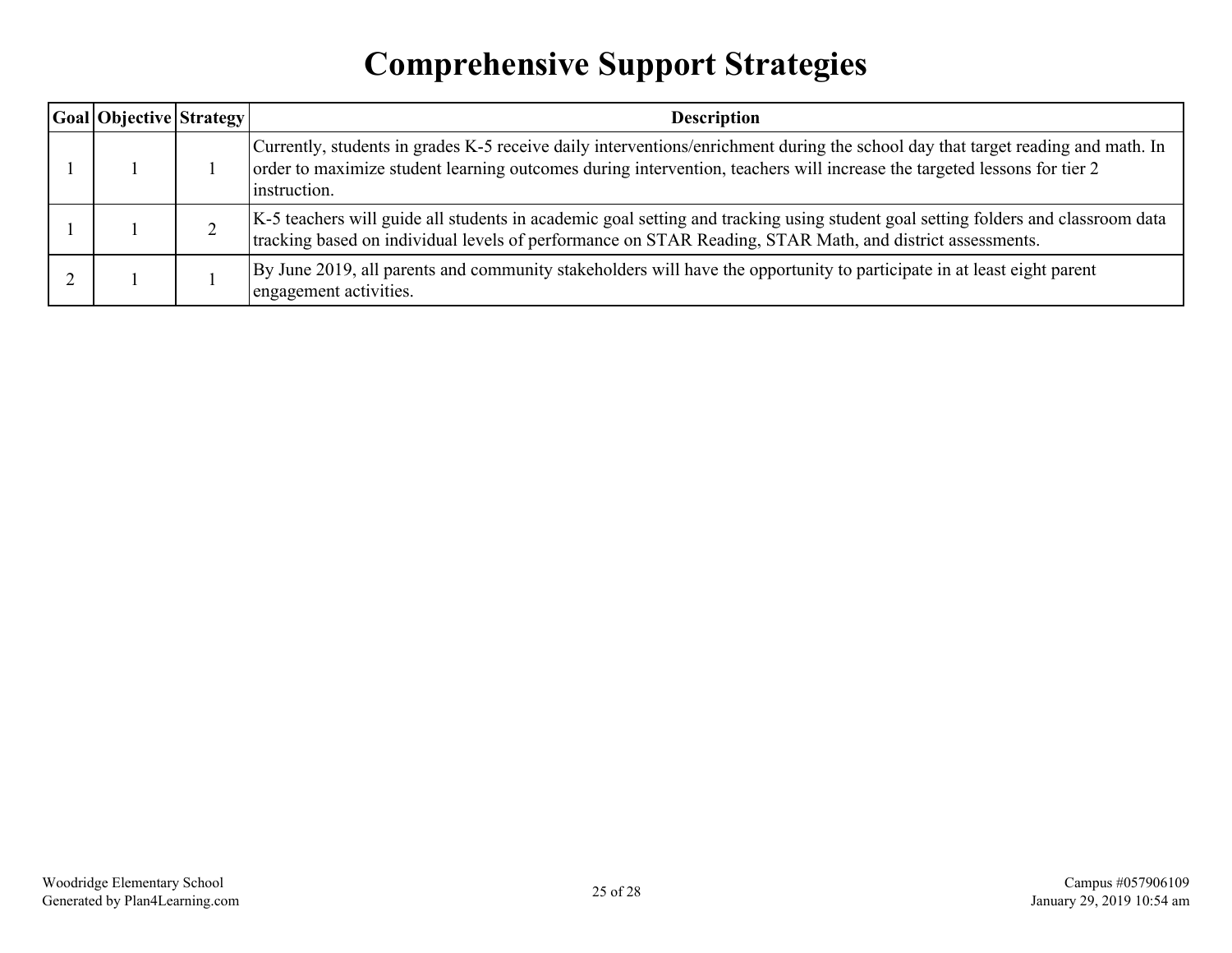# Comprehensive Support Strategies

| Goal | Objective | Strategy | Description |
|---|---|---|---|
| 1 | 1 | 1 | Currently, students in grades K-5 receive daily interventions/enrichment during the school day that target reading and math. In order to maximize student learning outcomes during intervention, teachers will increase the targeted lessons for tier 2 instruction. |
| 1 | 1 | 2 | K-5 teachers will guide all students in academic goal setting and tracking using student goal setting folders and classroom data tracking based on individual levels of performance on STAR Reading, STAR Math, and district assessments. |
| 2 | 1 | 1 | By June 2019, all parents and community stakeholders will have the opportunity to participate in at least eight parent engagement activities. |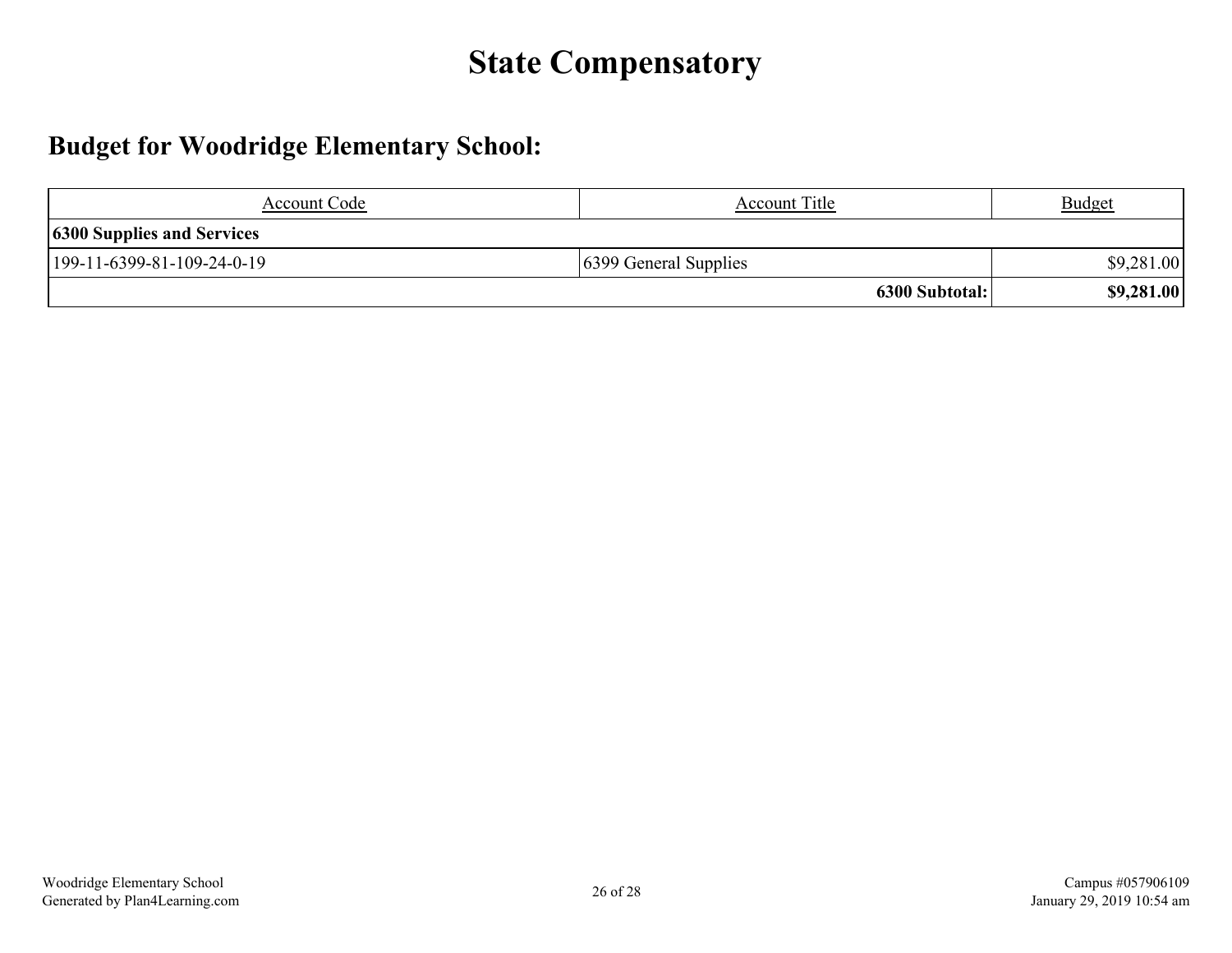# State Compensatory

## Budget for Woodridge Elementary School:

| Account Code | Account Title | Budget |
| --- | --- | --- |
| **6300 Supplies and Services** | | |
| 199-11-6399-81-109-24-0-19 | 6399 General Supplies | $9,281.00 |
| | **6300 Subtotal:** | **$9,281.00** |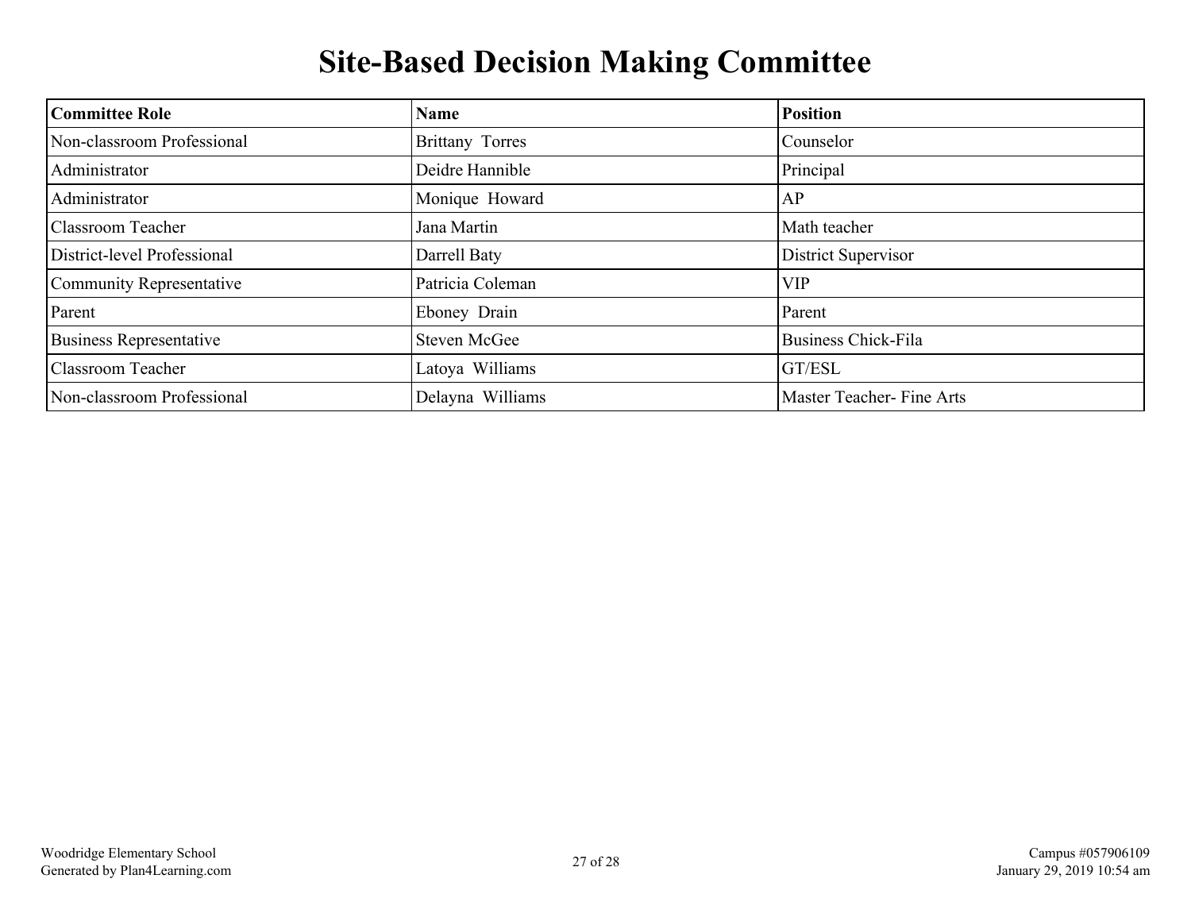# Site-Based Decision Making Committee

| Committee Role | Name | Position |
| --- | --- | --- |
| Non-classroom Professional | Brittany Torres | Counselor |
| Administrator | Deidre Hannible | Principal |
| Administrator | Monique Howard | AP |
| Classroom Teacher | Jana Martin | Math teacher |
| District-level Professional | Darrell Baty | District Supervisor |
| Community Representative | Patricia Coleman | VIP |
| Parent | Eboney Drain | Parent |
| Business Representative | Steven McGee | Business Chick-Fila |
| Classroom Teacher | Latoya Williams | GT/ESL |
| Non-classroom Professional | Delayna Williams | Master Teacher- Fine Arts |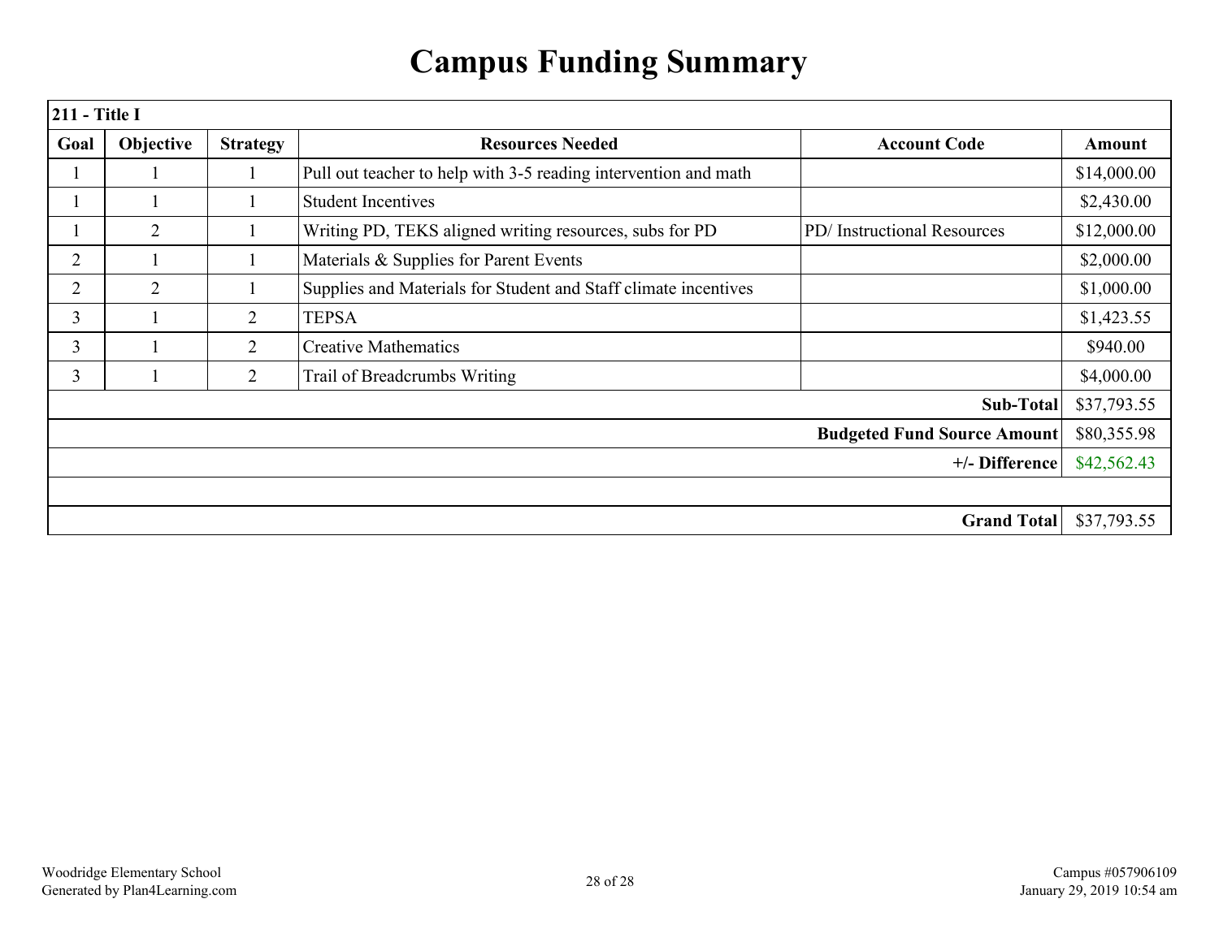# Campus Funding Summary

| 211 - Title I | | | | | |
|---|---|---|---|---|---|
| **Goal** | **Objective** | **Strategy** | **Resources Needed** | **Account Code** | **Amount** |
| 1 | 1 | 1 | Pull out teacher to help with 3-5 reading intervention and math | | $14,000.00 |
| 1 | 1 | 1 | Student Incentives | | $2,430.00 |
| 1 | 2 | 1 | Writing PD, TEKS aligned writing resources, subs for PD | PD/ Instructional Resources | $12,000.00 |
| 2 | 1 | 1 | Materials & Supplies for Parent Events | | $2,000.00 |
| 2 | 2 | 1 | Supplies and Materials for Student and Staff climate incentives | | $1,000.00 |
| 3 | 1 | 2 | TEPSA | | $1,423.55 |
| 3 | 1 | 2 | Creative Mathematics | | $940.00 |
| 3 | 1 | 2 | Trail of Breadcrumbs Writing | | $4,000.00 |
| | | | | **Sub-Total** | $37,793.55 |
| | | | | **Budgeted Fund Source Amount** | $80,355.98 |
| | | | | **+/- Difference** | $42,562.43 |
| | | | | | |
| | | | | **Grand Total** | $37,793.55 |